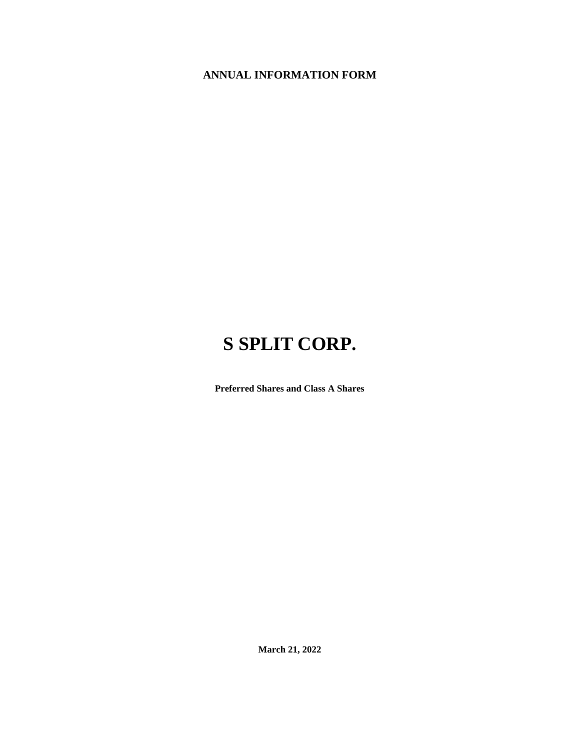**ANNUAL INFORMATION FORM**

# S SPLIT CORP.

**Preferred Shares and Class A Shares**

**March 21, 2022**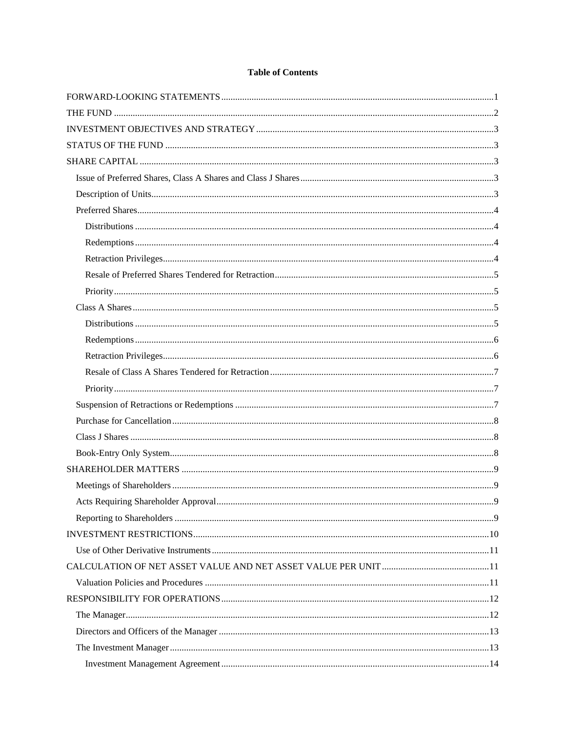**Table of Contents**

| | |
|---|---|
| FORWARD-LOOKING STATEMENTS | 1 |
| THE FUND | 2 |
| INVESTMENT OBJECTIVES AND STRATEGY | 3 |
| STATUS OF THE FUND | 3 |
| SHARE CAPITAL | 3 |
| Issue of Preferred Shares, Class A Shares and Class J Shares | 3 |
| Description of Units | 3 |
| Preferred Shares | 4 |
| Distributions | 4 |
| Redemptions | 4 |
| Retraction Privileges | 4 |
| Resale of Preferred Shares Tendered for Retraction | 5 |
| Priority | 5 |
| Class A Shares | 5 |
| Distributions | 5 |
| Redemptions | 6 |
| Retraction Privileges | 6 |
| Resale of Class A Shares Tendered for Retraction | 7 |
| Priority | 7 |
| Suspension of Retractions or Redemptions | 7 |
| Purchase for Cancellation | 8 |
| Class J Shares | 8 |
| Book-Entry Only System | 8 |
| SHAREHOLDER MATTERS | 9 |
| Meetings of Shareholders | 9 |
| Acts Requiring Shareholder Approval | 9 |
| Reporting to Shareholders | 9 |
| INVESTMENT RESTRICTIONS | 10 |
| Use of Other Derivative Instruments | 11 |
| CALCULATION OF NET ASSET VALUE AND NET ASSET VALUE PER UNIT | 11 |
| Valuation Policies and Procedures | 11 |
| RESPONSIBILITY FOR OPERATIONS | 12 |
| The Manager | 12 |
| Directors and Officers of the Manager | 13 |
| The Investment Manager | 13 |
| Investment Management Agreement | 14 |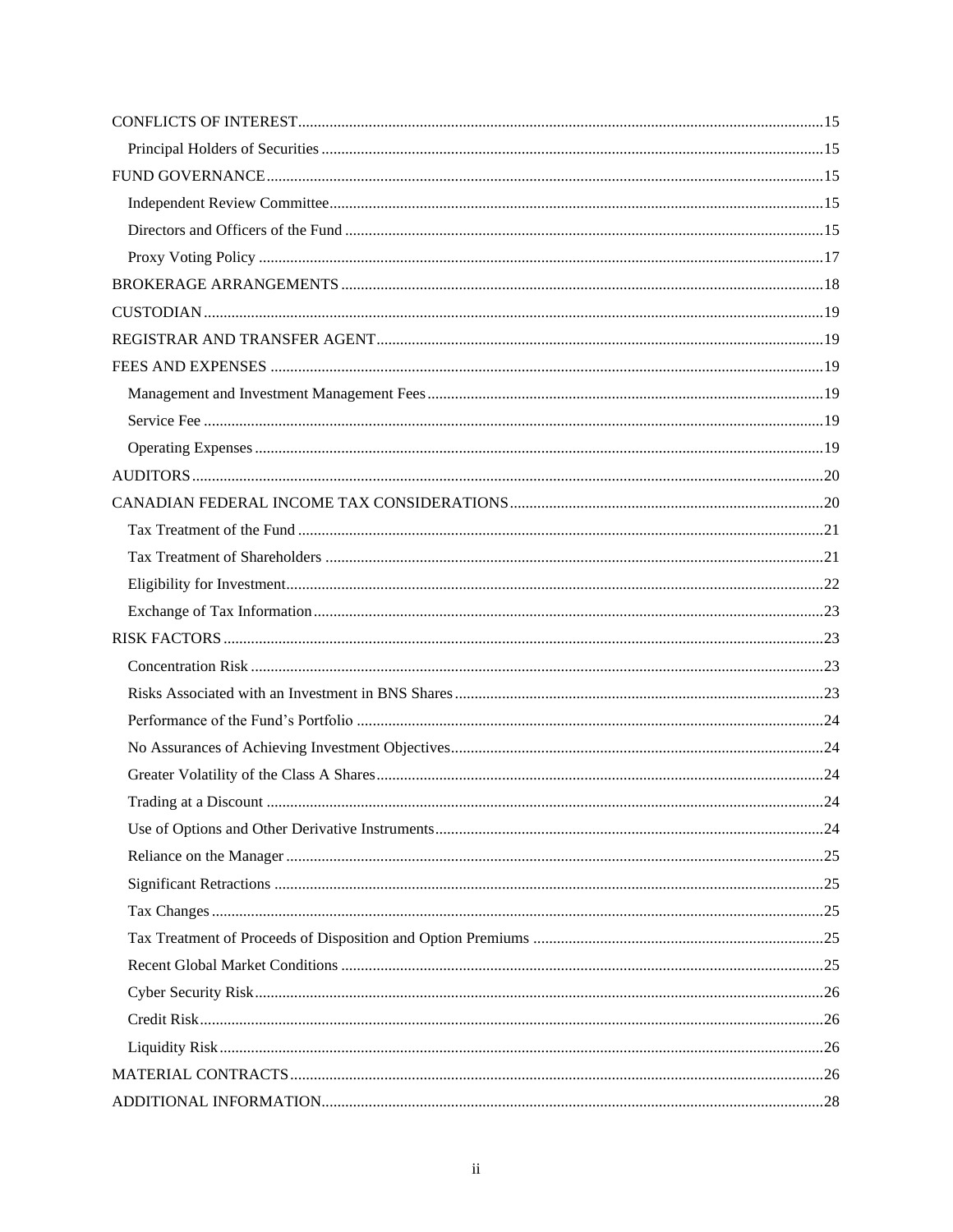CONFLICTS OF INTEREST ..... 15
- Principal Holders of Securities ..... 15

FUND GOVERNANCE ..... 15
- Independent Review Committee ..... 15
- Directors and Officers of the Fund ..... 15
- Proxy Voting Policy ..... 17

BROKERAGE ARRANGEMENTS ..... 18

CUSTODIAN ..... 19

REGISTRAR AND TRANSFER AGENT ..... 19

FEES AND EXPENSES ..... 19
- Management and Investment Management Fees ..... 19
- Service Fee ..... 19
- Operating Expenses ..... 19

AUDITORS ..... 20

CANADIAN FEDERAL INCOME TAX CONSIDERATIONS ..... 20
- Tax Treatment of the Fund ..... 21
- Tax Treatment of Shareholders ..... 21
- Eligibility for Investment ..... 22
- Exchange of Tax Information ..... 23

RISK FACTORS ..... 23
- Concentration Risk ..... 23
- Risks Associated with an Investment in BNS Shares ..... 23
- Performance of the Fund's Portfolio ..... 24
- No Assurances of Achieving Investment Objectives ..... 24
- Greater Volatility of the Class A Shares ..... 24
- Trading at a Discount ..... 24
- Use of Options and Other Derivative Instruments ..... 24
- Reliance on the Manager ..... 25
- Significant Retractions ..... 25
- Tax Changes ..... 25
- Tax Treatment of Proceeds of Disposition and Option Premiums ..... 25
- Recent Global Market Conditions ..... 25
- Cyber Security Risk ..... 26
- Credit Risk ..... 26
- Liquidity Risk ..... 26

MATERIAL CONTRACTS ..... 26

ADDITIONAL INFORMATION ..... 28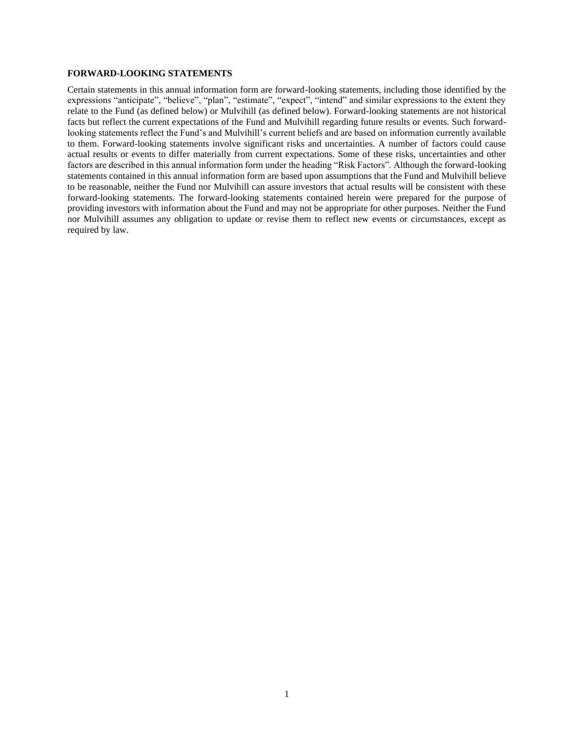## FORWARD-LOOKING STATEMENTS

Certain statements in this annual information form are forward-looking statements, including those identified by the expressions "anticipate", "believe", "plan", "estimate", "expect", "intend" and similar expressions to the extent they relate to the Fund (as defined below) or Mulvihill (as defined below). Forward-looking statements are not historical facts but reflect the current expectations of the Fund and Mulvihill regarding future results or events. Such forward-looking statements reflect the Fund's and Mulvihill's current beliefs and are based on information currently available to them. Forward-looking statements involve significant risks and uncertainties. A number of factors could cause actual results or events to differ materially from current expectations. Some of these risks, uncertainties and other factors are described in this annual information form under the heading "Risk Factors". Although the forward-looking statements contained in this annual information form are based upon assumptions that the Fund and Mulvihill believe to be reasonable, neither the Fund nor Mulvihill can assure investors that actual results will be consistent with these forward-looking statements. The forward-looking statements contained herein were prepared for the purpose of providing investors with information about the Fund and may not be appropriate for other purposes. Neither the Fund nor Mulvihill assumes any obligation to update or revise them to reflect new events or circumstances, except as required by law.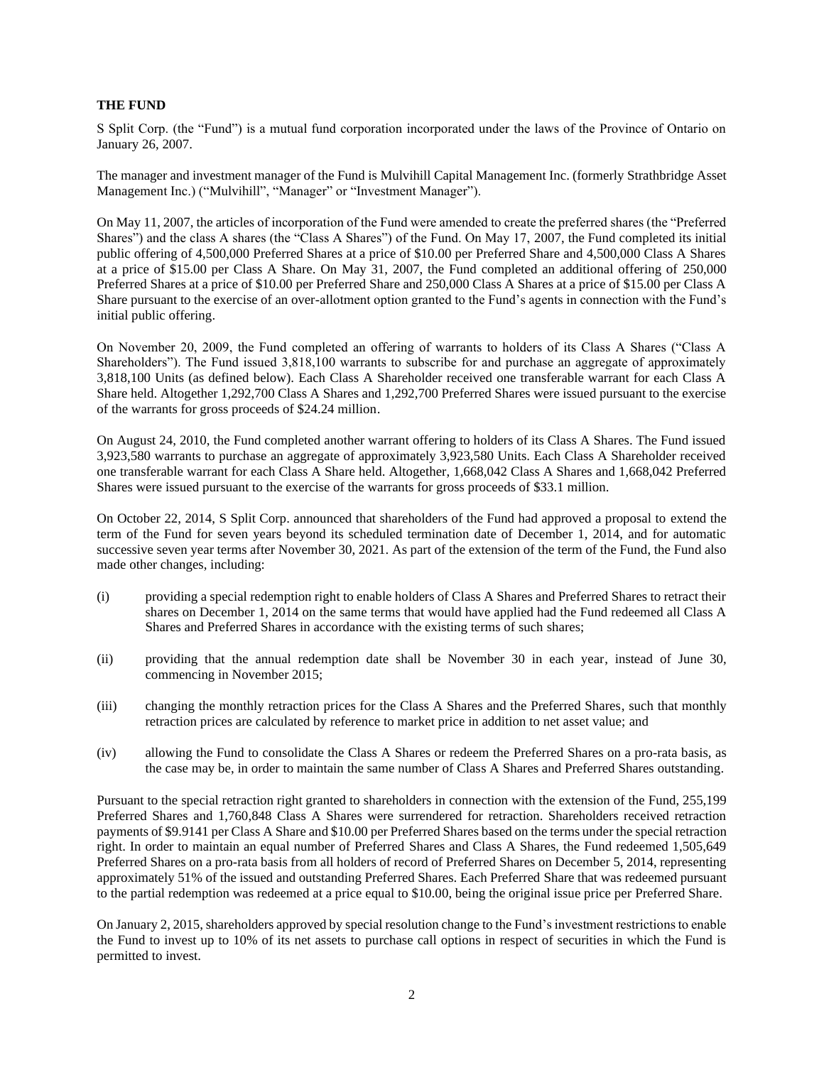## THE FUND

S Split Corp. (the "Fund") is a mutual fund corporation incorporated under the laws of the Province of Ontario on January 26, 2007.

The manager and investment manager of the Fund is Mulvihill Capital Management Inc. (formerly Strathbridge Asset Management Inc.) ("Mulvihill", "Manager" or "Investment Manager").

On May 11, 2007, the articles of incorporation of the Fund were amended to create the preferred shares (the "Preferred Shares") and the class A shares (the "Class A Shares") of the Fund. On May 17, 2007, the Fund completed its initial public offering of 4,500,000 Preferred Shares at a price of $10.00 per Preferred Share and 4,500,000 Class A Shares at a price of $15.00 per Class A Share. On May 31, 2007, the Fund completed an additional offering of 250,000 Preferred Shares at a price of $10.00 per Preferred Share and 250,000 Class A Shares at a price of $15.00 per Class A Share pursuant to the exercise of an over-allotment option granted to the Fund's agents in connection with the Fund's initial public offering.

On November 20, 2009, the Fund completed an offering of warrants to holders of its Class A Shares ("Class A Shareholders"). The Fund issued 3,818,100 warrants to subscribe for and purchase an aggregate of approximately 3,818,100 Units (as defined below). Each Class A Shareholder received one transferable warrant for each Class A Share held. Altogether 1,292,700 Class A Shares and 1,292,700 Preferred Shares were issued pursuant to the exercise of the warrants for gross proceeds of $24.24 million.

On August 24, 2010, the Fund completed another warrant offering to holders of its Class A Shares. The Fund issued 3,923,580 warrants to purchase an aggregate of approximately 3,923,580 Units. Each Class A Shareholder received one transferable warrant for each Class A Share held. Altogether, 1,668,042 Class A Shares and 1,668,042 Preferred Shares were issued pursuant to the exercise of the warrants for gross proceeds of $33.1 million.

On October 22, 2014, S Split Corp. announced that shareholders of the Fund had approved a proposal to extend the term of the Fund for seven years beyond its scheduled termination date of December 1, 2014, and for automatic successive seven year terms after November 30, 2021. As part of the extension of the term of the Fund, the Fund also made other changes, including:

(i) providing a special redemption right to enable holders of Class A Shares and Preferred Shares to retract their shares on December 1, 2014 on the same terms that would have applied had the Fund redeemed all Class A Shares and Preferred Shares in accordance with the existing terms of such shares;

(ii) providing that the annual redemption date shall be November 30 in each year, instead of June 30, commencing in November 2015;

(iii) changing the monthly retraction prices for the Class A Shares and the Preferred Shares, such that monthly retraction prices are calculated by reference to market price in addition to net asset value; and

(iv) allowing the Fund to consolidate the Class A Shares or redeem the Preferred Shares on a pro-rata basis, as the case may be, in order to maintain the same number of Class A Shares and Preferred Shares outstanding.

Pursuant to the special retraction right granted to shareholders in connection with the extension of the Fund, 255,199 Preferred Shares and 1,760,848 Class A Shares were surrendered for retraction. Shareholders received retraction payments of $9.9141 per Class A Share and $10.00 per Preferred Shares based on the terms under the special retraction right. In order to maintain an equal number of Preferred Shares and Class A Shares, the Fund redeemed 1,505,649 Preferred Shares on a pro-rata basis from all holders of record of Preferred Shares on December 5, 2014, representing approximately 51% of the issued and outstanding Preferred Shares. Each Preferred Share that was redeemed pursuant to the partial redemption was redeemed at a price equal to $10.00, being the original issue price per Preferred Share.

On January 2, 2015, shareholders approved by special resolution change to the Fund's investment restrictions to enable the Fund to invest up to 10% of its net assets to purchase call options in respect of securities in which the Fund is permitted to invest.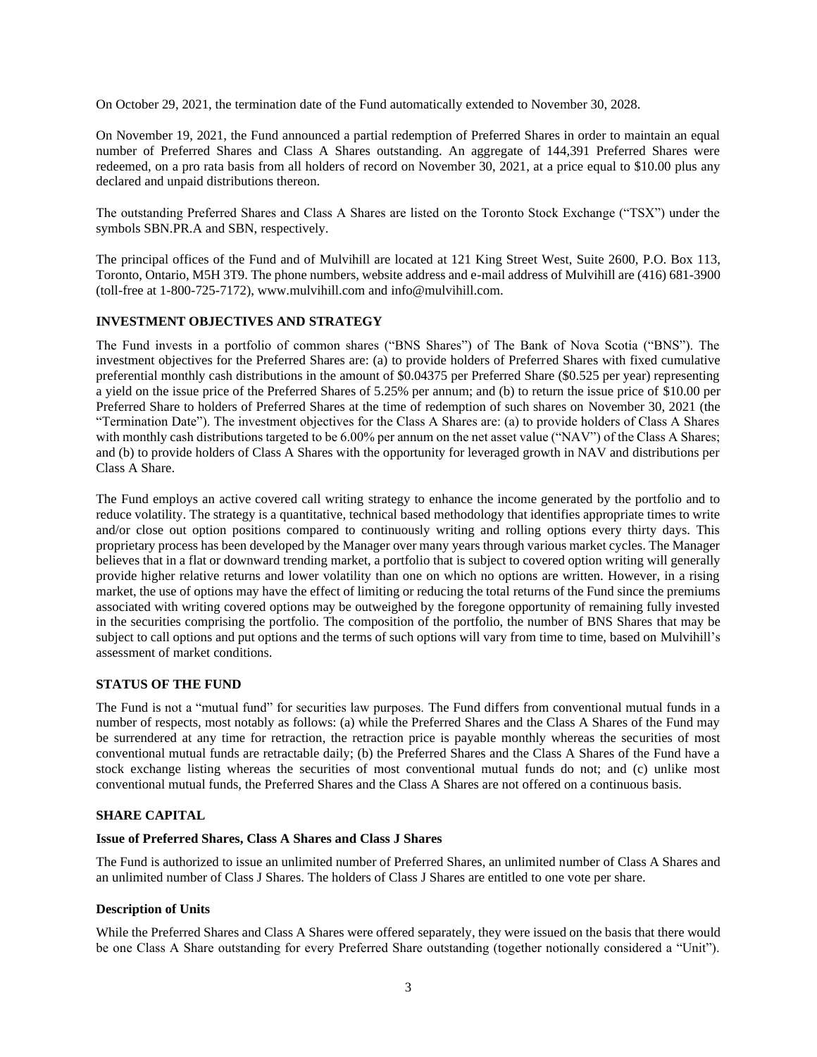On October 29, 2021, the termination date of the Fund automatically extended to November 30, 2028.

On November 19, 2021, the Fund announced a partial redemption of Preferred Shares in order to maintain an equal number of Preferred Shares and Class A Shares outstanding. An aggregate of 144,391 Preferred Shares were redeemed, on a pro rata basis from all holders of record on November 30, 2021, at a price equal to \$10.00 plus any declared and unpaid distributions thereon.

The outstanding Preferred Shares and Class A Shares are listed on the Toronto Stock Exchange ("TSX") under the symbols SBN.PR.A and SBN, respectively.

The principal offices of the Fund and of Mulvihill are located at 121 King Street West, Suite 2600, P.O. Box 113, Toronto, Ontario, M5H 3T9. The phone numbers, website address and e-mail address of Mulvihill are (416) 681-3900 (toll-free at 1-800-725-7172), www.mulvihill.com and info@mulvihill.com.

## INVESTMENT OBJECTIVES AND STRATEGY

The Fund invests in a portfolio of common shares ("BNS Shares") of The Bank of Nova Scotia ("BNS"). The investment objectives for the Preferred Shares are: (a) to provide holders of Preferred Shares with fixed cumulative preferential monthly cash distributions in the amount of \$0.04375 per Preferred Share (\$0.525 per year) representing a yield on the issue price of the Preferred Shares of 5.25% per annum; and (b) to return the issue price of \$10.00 per Preferred Share to holders of Preferred Shares at the time of redemption of such shares on November 30, 2021 (the "Termination Date"). The investment objectives for the Class A Shares are: (a) to provide holders of Class A Shares with monthly cash distributions targeted to be 6.00% per annum on the net asset value ("NAV") of the Class A Shares; and (b) to provide holders of Class A Shares with the opportunity for leveraged growth in NAV and distributions per Class A Share.

The Fund employs an active covered call writing strategy to enhance the income generated by the portfolio and to reduce volatility. The strategy is a quantitative, technical based methodology that identifies appropriate times to write and/or close out option positions compared to continuously writing and rolling options every thirty days. This proprietary process has been developed by the Manager over many years through various market cycles. The Manager believes that in a flat or downward trending market, a portfolio that is subject to covered option writing will generally provide higher relative returns and lower volatility than one on which no options are written. However, in a rising market, the use of options may have the effect of limiting or reducing the total returns of the Fund since the premiums associated with writing covered options may be outweighed by the foregone opportunity of remaining fully invested in the securities comprising the portfolio. The composition of the portfolio, the number of BNS Shares that may be subject to call options and put options and the terms of such options will vary from time to time, based on Mulvihill's assessment of market conditions.

## STATUS OF THE FUND

The Fund is not a "mutual fund" for securities law purposes. The Fund differs from conventional mutual funds in a number of respects, most notably as follows: (a) while the Preferred Shares and the Class A Shares of the Fund may be surrendered at any time for retraction, the retraction price is payable monthly whereas the securities of most conventional mutual funds are retractable daily; (b) the Preferred Shares and the Class A Shares of the Fund have a stock exchange listing whereas the securities of most conventional mutual funds do not; and (c) unlike most conventional mutual funds, the Preferred Shares and the Class A Shares are not offered on a continuous basis.

## SHARE CAPITAL

### Issue of Preferred Shares, Class A Shares and Class J Shares

The Fund is authorized to issue an unlimited number of Preferred Shares, an unlimited number of Class A Shares and an unlimited number of Class J Shares. The holders of Class J Shares are entitled to one vote per share.

### Description of Units

While the Preferred Shares and Class A Shares were offered separately, they were issued on the basis that there would be one Class A Share outstanding for every Preferred Share outstanding (together notionally considered a "Unit").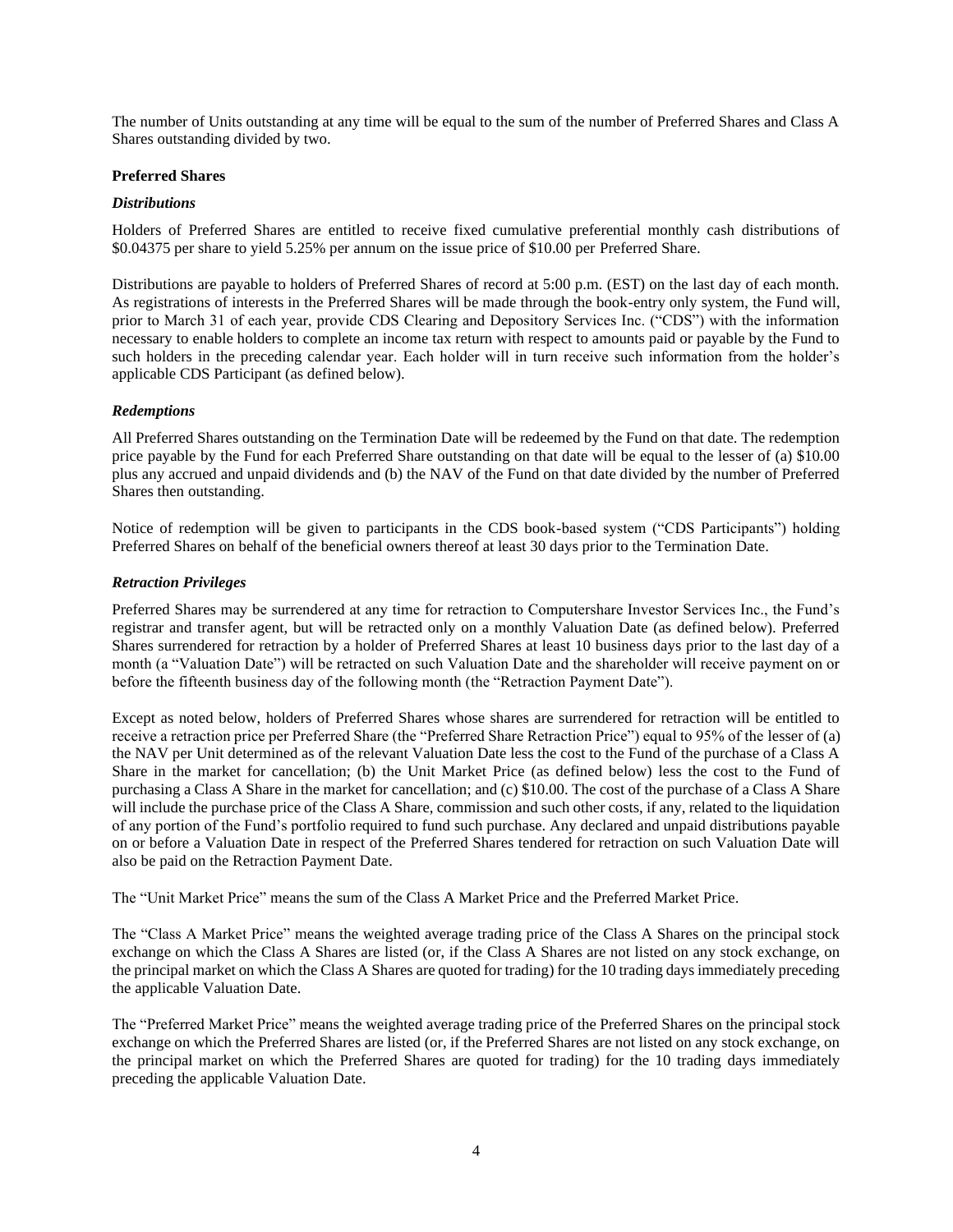The number of Units outstanding at any time will be equal to the sum of the number of Preferred Shares and Class A Shares outstanding divided by two.

### Preferred Shares

#### *Distributions*

Holders of Preferred Shares are entitled to receive fixed cumulative preferential monthly cash distributions of $0.04375 per share to yield 5.25% per annum on the issue price of $10.00 per Preferred Share.

Distributions are payable to holders of Preferred Shares of record at 5:00 p.m. (EST) on the last day of each month. As registrations of interests in the Preferred Shares will be made through the book-entry only system, the Fund will, prior to March 31 of each year, provide CDS Clearing and Depository Services Inc. ("CDS") with the information necessary to enable holders to complete an income tax return with respect to amounts paid or payable by the Fund to such holders in the preceding calendar year. Each holder will in turn receive such information from the holder's applicable CDS Participant (as defined below).

#### *Redemptions*

All Preferred Shares outstanding on the Termination Date will be redeemed by the Fund on that date. The redemption price payable by the Fund for each Preferred Share outstanding on that date will be equal to the lesser of (a) $10.00 plus any accrued and unpaid dividends and (b) the NAV of the Fund on that date divided by the number of Preferred Shares then outstanding.

Notice of redemption will be given to participants in the CDS book-based system ("CDS Participants") holding Preferred Shares on behalf of the beneficial owners thereof at least 30 days prior to the Termination Date.

#### *Retraction Privileges*

Preferred Shares may be surrendered at any time for retraction to Computershare Investor Services Inc., the Fund's registrar and transfer agent, but will be retracted only on a monthly Valuation Date (as defined below). Preferred Shares surrendered for retraction by a holder of Preferred Shares at least 10 business days prior to the last day of a month (a "Valuation Date") will be retracted on such Valuation Date and the shareholder will receive payment on or before the fifteenth business day of the following month (the "Retraction Payment Date").

Except as noted below, holders of Preferred Shares whose shares are surrendered for retraction will be entitled to receive a retraction price per Preferred Share (the "Preferred Share Retraction Price") equal to 95% of the lesser of (a) the NAV per Unit determined as of the relevant Valuation Date less the cost to the Fund of the purchase of a Class A Share in the market for cancellation; (b) the Unit Market Price (as defined below) less the cost to the Fund of purchasing a Class A Share in the market for cancellation; and (c) $10.00. The cost of the purchase of a Class A Share will include the purchase price of the Class A Share, commission and such other costs, if any, related to the liquidation of any portion of the Fund's portfolio required to fund such purchase. Any declared and unpaid distributions payable on or before a Valuation Date in respect of the Preferred Shares tendered for retraction on such Valuation Date will also be paid on the Retraction Payment Date.

The "Unit Market Price" means the sum of the Class A Market Price and the Preferred Market Price.

The "Class A Market Price" means the weighted average trading price of the Class A Shares on the principal stock exchange on which the Class A Shares are listed (or, if the Class A Shares are not listed on any stock exchange, on the principal market on which the Class A Shares are quoted for trading) for the 10 trading days immediately preceding the applicable Valuation Date.

The "Preferred Market Price" means the weighted average trading price of the Preferred Shares on the principal stock exchange on which the Preferred Shares are listed (or, if the Preferred Shares are not listed on any stock exchange, on the principal market on which the Preferred Shares are quoted for trading) for the 10 trading days immediately preceding the applicable Valuation Date.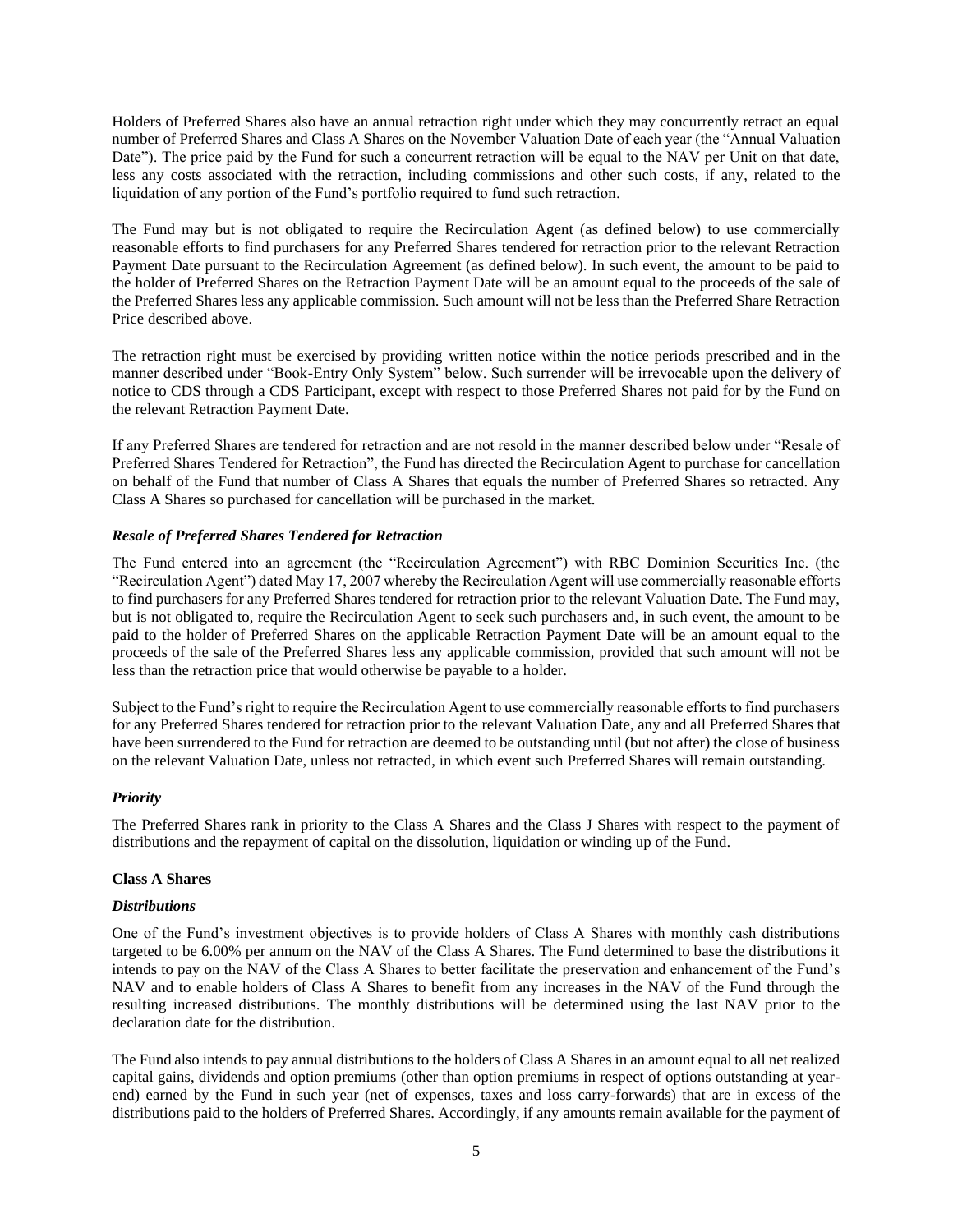Holders of Preferred Shares also have an annual retraction right under which they may concurrently retract an equal number of Preferred Shares and Class A Shares on the November Valuation Date of each year (the "Annual Valuation Date"). The price paid by the Fund for such a concurrent retraction will be equal to the NAV per Unit on that date, less any costs associated with the retraction, including commissions and other such costs, if any, related to the liquidation of any portion of the Fund's portfolio required to fund such retraction.

The Fund may but is not obligated to require the Recirculation Agent (as defined below) to use commercially reasonable efforts to find purchasers for any Preferred Shares tendered for retraction prior to the relevant Retraction Payment Date pursuant to the Recirculation Agreement (as defined below). In such event, the amount to be paid to the holder of Preferred Shares on the Retraction Payment Date will be an amount equal to the proceeds of the sale of the Preferred Shares less any applicable commission. Such amount will not be less than the Preferred Share Retraction Price described above.

The retraction right must be exercised by providing written notice within the notice periods prescribed and in the manner described under "Book-Entry Only System" below. Such surrender will be irrevocable upon the delivery of notice to CDS through a CDS Participant, except with respect to those Preferred Shares not paid for by the Fund on the relevant Retraction Payment Date.

If any Preferred Shares are tendered for retraction and are not resold in the manner described below under "Resale of Preferred Shares Tendered for Retraction", the Fund has directed the Recirculation Agent to purchase for cancellation on behalf of the Fund that number of Class A Shares that equals the number of Preferred Shares so retracted. Any Class A Shares so purchased for cancellation will be purchased in the market.

***Resale of Preferred Shares Tendered for Retraction***

The Fund entered into an agreement (the "Recirculation Agreement") with RBC Dominion Securities Inc. (the "Recirculation Agent") dated May 17, 2007 whereby the Recirculation Agent will use commercially reasonable efforts to find purchasers for any Preferred Shares tendered for retraction prior to the relevant Valuation Date. The Fund may, but is not obligated to, require the Recirculation Agent to seek such purchasers and, in such event, the amount to be paid to the holder of Preferred Shares on the applicable Retraction Payment Date will be an amount equal to the proceeds of the sale of the Preferred Shares less any applicable commission, provided that such amount will not be less than the retraction price that would otherwise be payable to a holder.

Subject to the Fund's right to require the Recirculation Agent to use commercially reasonable efforts to find purchasers for any Preferred Shares tendered for retraction prior to the relevant Valuation Date, any and all Preferred Shares that have been surrendered to the Fund for retraction are deemed to be outstanding until (but not after) the close of business on the relevant Valuation Date, unless not retracted, in which event such Preferred Shares will remain outstanding.

***Priority***

The Preferred Shares rank in priority to the Class A Shares and the Class J Shares with respect to the payment of distributions and the repayment of capital on the dissolution, liquidation or winding up of the Fund.

**Class A Shares**

***Distributions***

One of the Fund's investment objectives is to provide holders of Class A Shares with monthly cash distributions targeted to be 6.00% per annum on the NAV of the Class A Shares. The Fund determined to base the distributions it intends to pay on the NAV of the Class A Shares to better facilitate the preservation and enhancement of the Fund's NAV and to enable holders of Class A Shares to benefit from any increases in the NAV of the Fund through the resulting increased distributions. The monthly distributions will be determined using the last NAV prior to the declaration date for the distribution.

The Fund also intends to pay annual distributions to the holders of Class A Shares in an amount equal to all net realized capital gains, dividends and option premiums (other than option premiums in respect of options outstanding at year-end) earned by the Fund in such year (net of expenses, taxes and loss carry-forwards) that are in excess of the distributions paid to the holders of Preferred Shares. Accordingly, if any amounts remain available for the payment of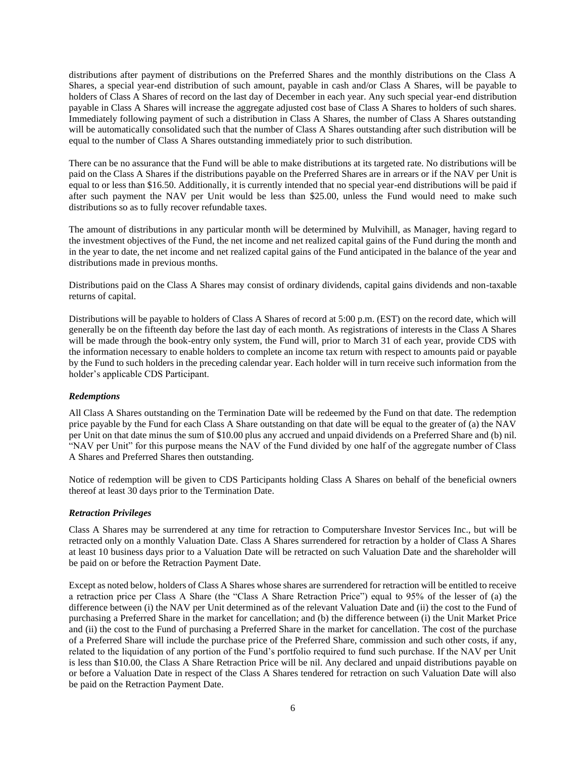distributions after payment of distributions on the Preferred Shares and the monthly distributions on the Class A Shares, a special year-end distribution of such amount, payable in cash and/or Class A Shares, will be payable to holders of Class A Shares of record on the last day of December in each year. Any such special year-end distribution payable in Class A Shares will increase the aggregate adjusted cost base of Class A Shares to holders of such shares. Immediately following payment of such a distribution in Class A Shares, the number of Class A Shares outstanding will be automatically consolidated such that the number of Class A Shares outstanding after such distribution will be equal to the number of Class A Shares outstanding immediately prior to such distribution.

There can be no assurance that the Fund will be able to make distributions at its targeted rate. No distributions will be paid on the Class A Shares if the distributions payable on the Preferred Shares are in arrears or if the NAV per Unit is equal to or less than $16.50. Additionally, it is currently intended that no special year-end distributions will be paid if after such payment the NAV per Unit would be less than $25.00, unless the Fund would need to make such distributions so as to fully recover refundable taxes.

The amount of distributions in any particular month will be determined by Mulvihill, as Manager, having regard to the investment objectives of the Fund, the net income and net realized capital gains of the Fund during the month and in the year to date, the net income and net realized capital gains of the Fund anticipated in the balance of the year and distributions made in previous months.

Distributions paid on the Class A Shares may consist of ordinary dividends, capital gains dividends and non-taxable returns of capital.

Distributions will be payable to holders of Class A Shares of record at 5:00 p.m. (EST) on the record date, which will generally be on the fifteenth day before the last day of each month. As registrations of interests in the Class A Shares will be made through the book-entry only system, the Fund will, prior to March 31 of each year, provide CDS with the information necessary to enable holders to complete an income tax return with respect to amounts paid or payable by the Fund to such holders in the preceding calendar year. Each holder will in turn receive such information from the holder's applicable CDS Participant.

### *Redemptions*

All Class A Shares outstanding on the Termination Date will be redeemed by the Fund on that date. The redemption price payable by the Fund for each Class A Share outstanding on that date will be equal to the greater of (a) the NAV per Unit on that date minus the sum of $10.00 plus any accrued and unpaid dividends on a Preferred Share and (b) nil. "NAV per Unit" for this purpose means the NAV of the Fund divided by one half of the aggregate number of Class A Shares and Preferred Shares then outstanding.

Notice of redemption will be given to CDS Participants holding Class A Shares on behalf of the beneficial owners thereof at least 30 days prior to the Termination Date.

### *Retraction Privileges*

Class A Shares may be surrendered at any time for retraction to Computershare Investor Services Inc., but will be retracted only on a monthly Valuation Date. Class A Shares surrendered for retraction by a holder of Class A Shares at least 10 business days prior to a Valuation Date will be retracted on such Valuation Date and the shareholder will be paid on or before the Retraction Payment Date.

Except as noted below, holders of Class A Shares whose shares are surrendered for retraction will be entitled to receive a retraction price per Class A Share (the "Class A Share Retraction Price") equal to 95% of the lesser of (a) the difference between (i) the NAV per Unit determined as of the relevant Valuation Date and (ii) the cost to the Fund of purchasing a Preferred Share in the market for cancellation; and (b) the difference between (i) the Unit Market Price and (ii) the cost to the Fund of purchasing a Preferred Share in the market for cancellation. The cost of the purchase of a Preferred Share will include the purchase price of the Preferred Share, commission and such other costs, if any, related to the liquidation of any portion of the Fund's portfolio required to fund such purchase. If the NAV per Unit is less than $10.00, the Class A Share Retraction Price will be nil. Any declared and unpaid distributions payable on or before a Valuation Date in respect of the Class A Shares tendered for retraction on such Valuation Date will also be paid on the Retraction Payment Date.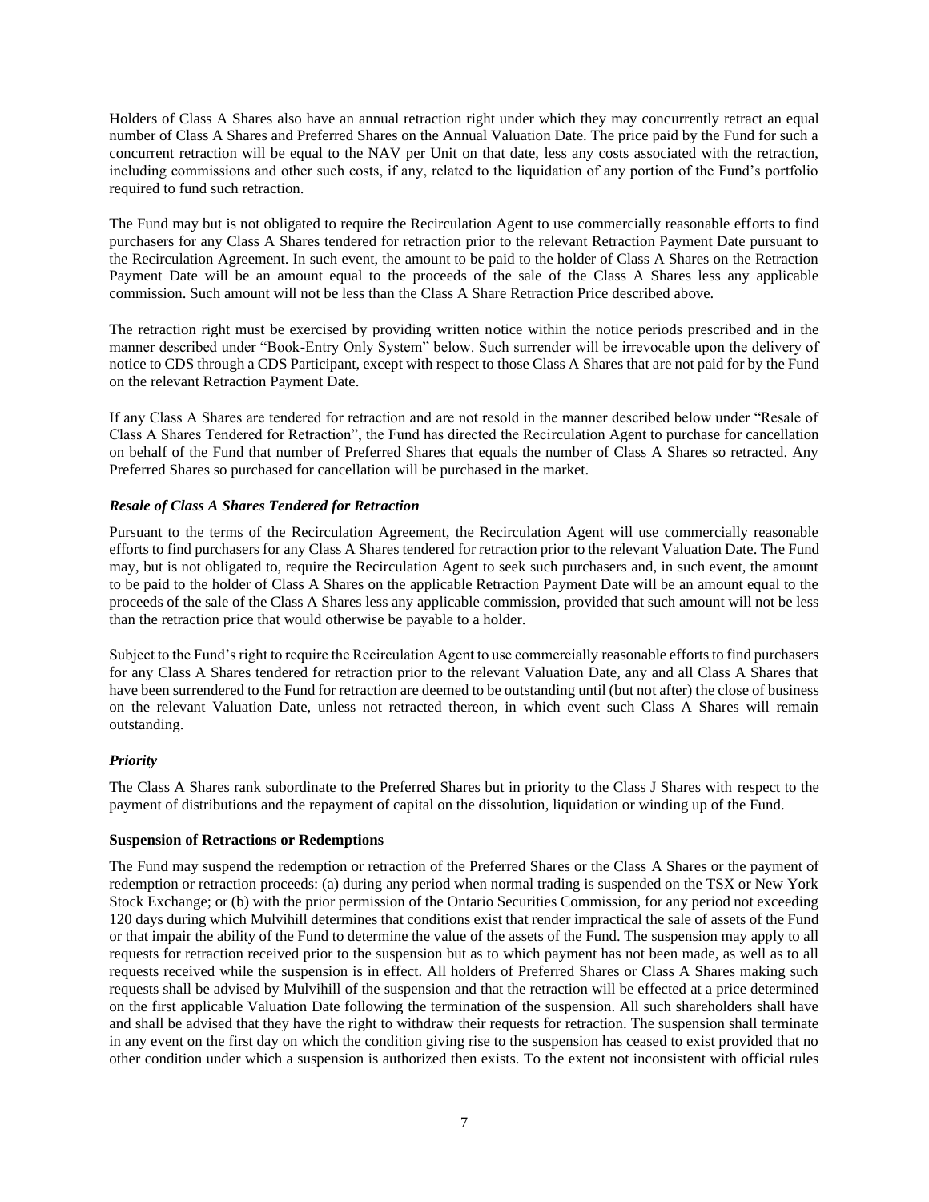Holders of Class A Shares also have an annual retraction right under which they may concurrently retract an equal number of Class A Shares and Preferred Shares on the Annual Valuation Date. The price paid by the Fund for such a concurrent retraction will be equal to the NAV per Unit on that date, less any costs associated with the retraction, including commissions and other such costs, if any, related to the liquidation of any portion of the Fund's portfolio required to fund such retraction.

The Fund may but is not obligated to require the Recirculation Agent to use commercially reasonable efforts to find purchasers for any Class A Shares tendered for retraction prior to the relevant Retraction Payment Date pursuant to the Recirculation Agreement. In such event, the amount to be paid to the holder of Class A Shares on the Retraction Payment Date will be an amount equal to the proceeds of the sale of the Class A Shares less any applicable commission. Such amount will not be less than the Class A Share Retraction Price described above.

The retraction right must be exercised by providing written notice within the notice periods prescribed and in the manner described under "Book-Entry Only System" below. Such surrender will be irrevocable upon the delivery of notice to CDS through a CDS Participant, except with respect to those Class A Shares that are not paid for by the Fund on the relevant Retraction Payment Date.

If any Class A Shares are tendered for retraction and are not resold in the manner described below under "Resale of Class A Shares Tendered for Retraction", the Fund has directed the Recirculation Agent to purchase for cancellation on behalf of the Fund that number of Preferred Shares that equals the number of Class A Shares so retracted. Any Preferred Shares so purchased for cancellation will be purchased in the market.

***Resale of Class A Shares Tendered for Retraction***

Pursuant to the terms of the Recirculation Agreement, the Recirculation Agent will use commercially reasonable efforts to find purchasers for any Class A Shares tendered for retraction prior to the relevant Valuation Date. The Fund may, but is not obligated to, require the Recirculation Agent to seek such purchasers and, in such event, the amount to be paid to the holder of Class A Shares on the applicable Retraction Payment Date will be an amount equal to the proceeds of the sale of the Class A Shares less any applicable commission, provided that such amount will not be less than the retraction price that would otherwise be payable to a holder.

Subject to the Fund's right to require the Recirculation Agent to use commercially reasonable efforts to find purchasers for any Class A Shares tendered for retraction prior to the relevant Valuation Date, any and all Class A Shares that have been surrendered to the Fund for retraction are deemed to be outstanding until (but not after) the close of business on the relevant Valuation Date, unless not retracted thereon, in which event such Class A Shares will remain outstanding.

***Priority***

The Class A Shares rank subordinate to the Preferred Shares but in priority to the Class J Shares with respect to the payment of distributions and the repayment of capital on the dissolution, liquidation or winding up of the Fund.

**Suspension of Retractions or Redemptions**

The Fund may suspend the redemption or retraction of the Preferred Shares or the Class A Shares or the payment of redemption or retraction proceeds: (a) during any period when normal trading is suspended on the TSX or New York Stock Exchange; or (b) with the prior permission of the Ontario Securities Commission, for any period not exceeding 120 days during which Mulvihill determines that conditions exist that render impractical the sale of assets of the Fund or that impair the ability of the Fund to determine the value of the assets of the Fund. The suspension may apply to all requests for retraction received prior to the suspension but as to which payment has not been made, as well as to all requests received while the suspension is in effect. All holders of Preferred Shares or Class A Shares making such requests shall be advised by Mulvihill of the suspension and that the retraction will be effected at a price determined on the first applicable Valuation Date following the termination of the suspension. All such shareholders shall have and shall be advised that they have the right to withdraw their requests for retraction. The suspension shall terminate in any event on the first day on which the condition giving rise to the suspension has ceased to exist provided that no other condition under which a suspension is authorized then exists. To the extent not inconsistent with official rules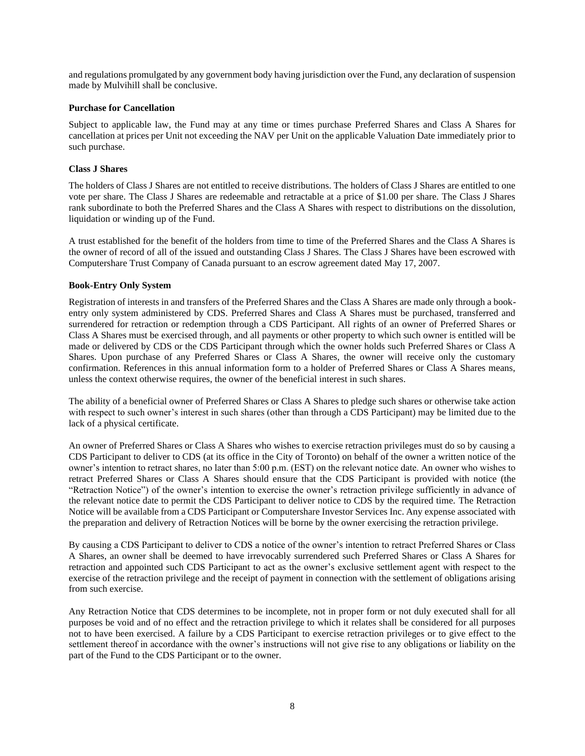and regulations promulgated by any government body having jurisdiction over the Fund, any declaration of suspension made by Mulvihill shall be conclusive.

**Purchase for Cancellation**

Subject to applicable law, the Fund may at any time or times purchase Preferred Shares and Class A Shares for cancellation at prices per Unit not exceeding the NAV per Unit on the applicable Valuation Date immediately prior to such purchase.

**Class J Shares**

The holders of Class J Shares are not entitled to receive distributions. The holders of Class J Shares are entitled to one vote per share. The Class J Shares are redeemable and retractable at a price of $1.00 per share. The Class J Shares rank subordinate to both the Preferred Shares and the Class A Shares with respect to distributions on the dissolution, liquidation or winding up of the Fund.

A trust established for the benefit of the holders from time to time of the Preferred Shares and the Class A Shares is the owner of record of all of the issued and outstanding Class J Shares. The Class J Shares have been escrowed with Computershare Trust Company of Canada pursuant to an escrow agreement dated May 17, 2007.

**Book-Entry Only System**

Registration of interests in and transfers of the Preferred Shares and the Class A Shares are made only through a book-entry only system administered by CDS. Preferred Shares and Class A Shares must be purchased, transferred and surrendered for retraction or redemption through a CDS Participant. All rights of an owner of Preferred Shares or Class A Shares must be exercised through, and all payments or other property to which such owner is entitled will be made or delivered by CDS or the CDS Participant through which the owner holds such Preferred Shares or Class A Shares. Upon purchase of any Preferred Shares or Class A Shares, the owner will receive only the customary confirmation. References in this annual information form to a holder of Preferred Shares or Class A Shares means, unless the context otherwise requires, the owner of the beneficial interest in such shares.

The ability of a beneficial owner of Preferred Shares or Class A Shares to pledge such shares or otherwise take action with respect to such owner's interest in such shares (other than through a CDS Participant) may be limited due to the lack of a physical certificate.

An owner of Preferred Shares or Class A Shares who wishes to exercise retraction privileges must do so by causing a CDS Participant to deliver to CDS (at its office in the City of Toronto) on behalf of the owner a written notice of the owner's intention to retract shares, no later than 5:00 p.m. (EST) on the relevant notice date. An owner who wishes to retract Preferred Shares or Class A Shares should ensure that the CDS Participant is provided with notice (the "Retraction Notice") of the owner's intention to exercise the owner's retraction privilege sufficiently in advance of the relevant notice date to permit the CDS Participant to deliver notice to CDS by the required time. The Retraction Notice will be available from a CDS Participant or Computershare Investor Services Inc. Any expense associated with the preparation and delivery of Retraction Notices will be borne by the owner exercising the retraction privilege.

By causing a CDS Participant to deliver to CDS a notice of the owner's intention to retract Preferred Shares or Class A Shares, an owner shall be deemed to have irrevocably surrendered such Preferred Shares or Class A Shares for retraction and appointed such CDS Participant to act as the owner's exclusive settlement agent with respect to the exercise of the retraction privilege and the receipt of payment in connection with the settlement of obligations arising from such exercise.

Any Retraction Notice that CDS determines to be incomplete, not in proper form or not duly executed shall for all purposes be void and of no effect and the retraction privilege to which it relates shall be considered for all purposes not to have been exercised. A failure by a CDS Participant to exercise retraction privileges or to give effect to the settlement thereof in accordance with the owner's instructions will not give rise to any obligations or liability on the part of the Fund to the CDS Participant or to the owner.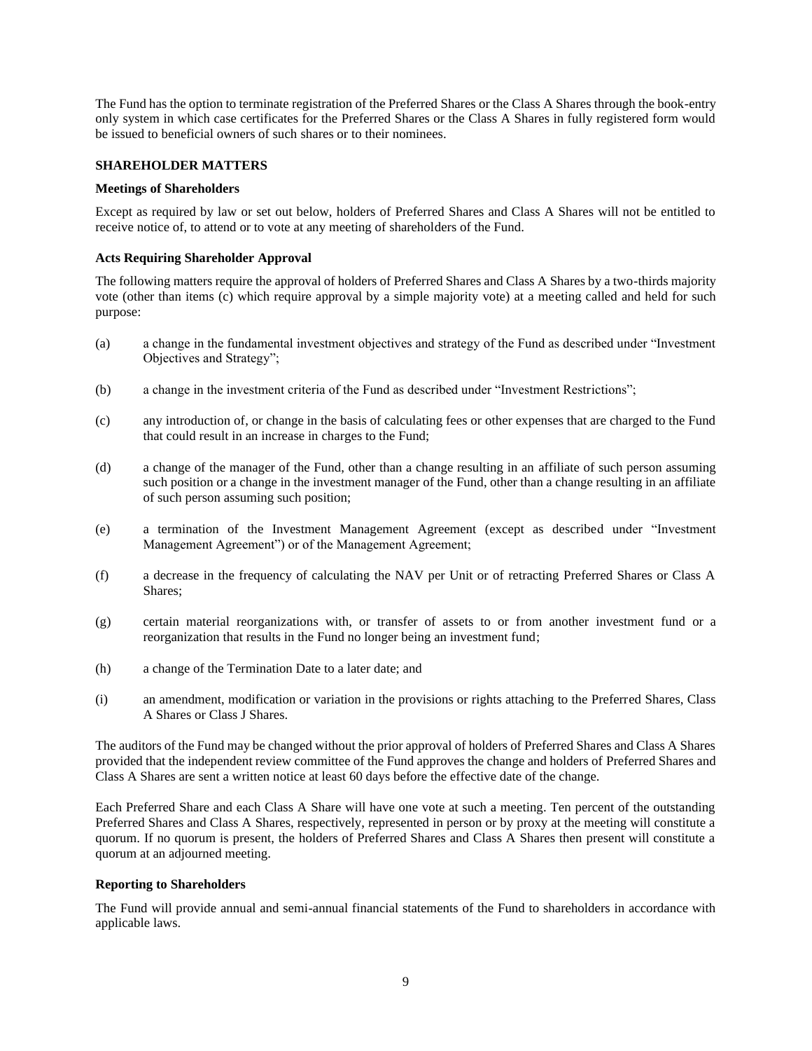The Fund has the option to terminate registration of the Preferred Shares or the Class A Shares through the book-entry only system in which case certificates for the Preferred Shares or the Class A Shares in fully registered form would be issued to beneficial owners of such shares or to their nominees.

## SHAREHOLDER MATTERS

### Meetings of Shareholders

Except as required by law or set out below, holders of Preferred Shares and Class A Shares will not be entitled to receive notice of, to attend or to vote at any meeting of shareholders of the Fund.

### Acts Requiring Shareholder Approval

The following matters require the approval of holders of Preferred Shares and Class A Shares by a two-thirds majority vote (other than items (c) which require approval by a simple majority vote) at a meeting called and held for such purpose:

(a) a change in the fundamental investment objectives and strategy of the Fund as described under "Investment Objectives and Strategy";

(b) a change in the investment criteria of the Fund as described under "Investment Restrictions";

(c) any introduction of, or change in the basis of calculating fees or other expenses that are charged to the Fund that could result in an increase in charges to the Fund;

(d) a change of the manager of the Fund, other than a change resulting in an affiliate of such person assuming such position or a change in the investment manager of the Fund, other than a change resulting in an affiliate of such person assuming such position;

(e) a termination of the Investment Management Agreement (except as described under "Investment Management Agreement") or of the Management Agreement;

(f) a decrease in the frequency of calculating the NAV per Unit or of retracting Preferred Shares or Class A Shares;

(g) certain material reorganizations with, or transfer of assets to or from another investment fund or a reorganization that results in the Fund no longer being an investment fund;

(h) a change of the Termination Date to a later date; and

(i) an amendment, modification or variation in the provisions or rights attaching to the Preferred Shares, Class A Shares or Class J Shares.

The auditors of the Fund may be changed without the prior approval of holders of Preferred Shares and Class A Shares provided that the independent review committee of the Fund approves the change and holders of Preferred Shares and Class A Shares are sent a written notice at least 60 days before the effective date of the change.

Each Preferred Share and each Class A Share will have one vote at such a meeting. Ten percent of the outstanding Preferred Shares and Class A Shares, respectively, represented in person or by proxy at the meeting will constitute a quorum. If no quorum is present, the holders of Preferred Shares and Class A Shares then present will constitute a quorum at an adjourned meeting.

### Reporting to Shareholders

The Fund will provide annual and semi-annual financial statements of the Fund to shareholders in accordance with applicable laws.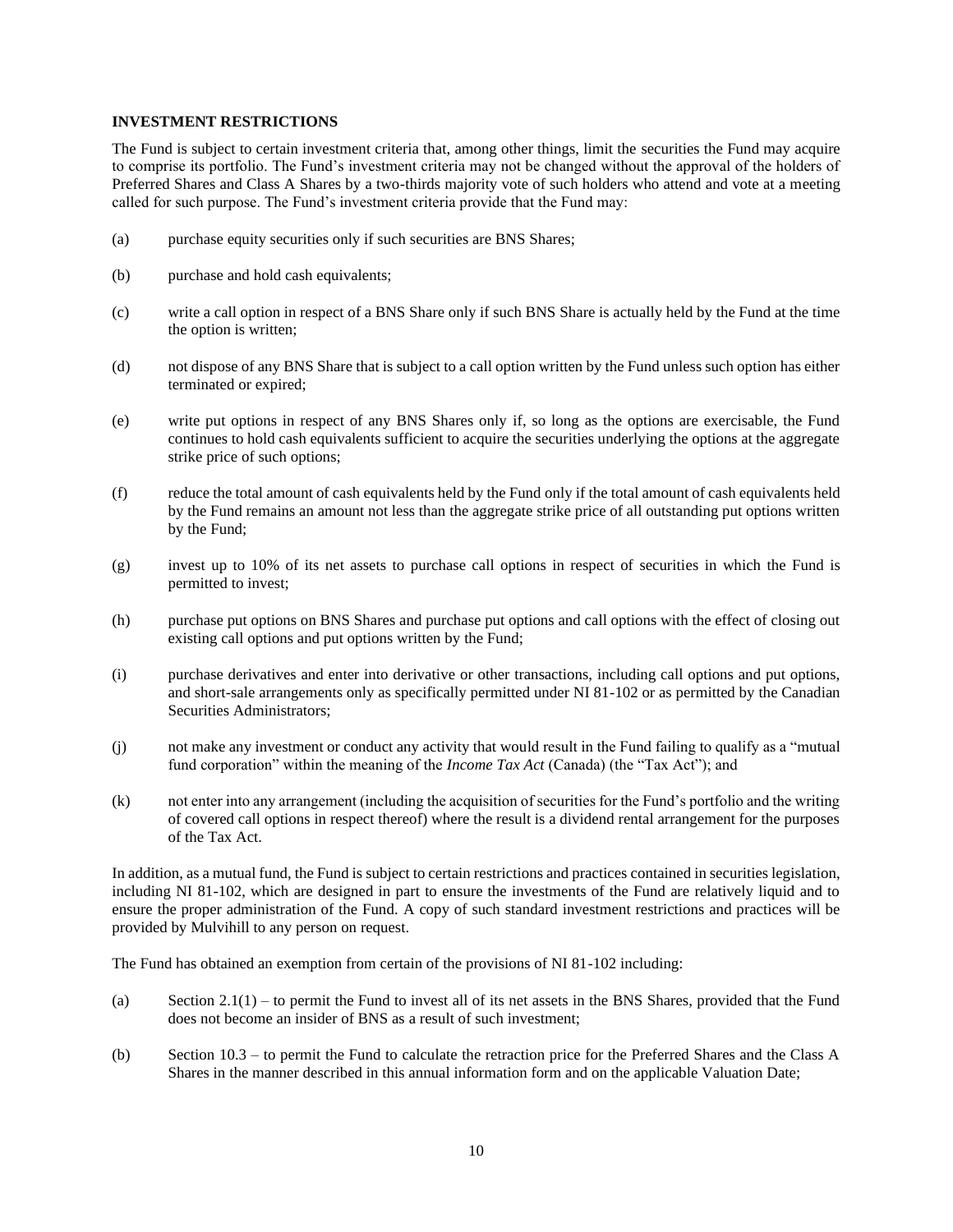**INVESTMENT RESTRICTIONS**

The Fund is subject to certain investment criteria that, among other things, limit the securities the Fund may acquire to comprise its portfolio. The Fund's investment criteria may not be changed without the approval of the holders of Preferred Shares and Class A Shares by a two-thirds majority vote of such holders who attend and vote at a meeting called for such purpose. The Fund's investment criteria provide that the Fund may:

(a) purchase equity securities only if such securities are BNS Shares;

(b) purchase and hold cash equivalents;

(c) write a call option in respect of a BNS Share only if such BNS Share is actually held by the Fund at the time the option is written;

(d) not dispose of any BNS Share that is subject to a call option written by the Fund unless such option has either terminated or expired;

(e) write put options in respect of any BNS Shares only if, so long as the options are exercisable, the Fund continues to hold cash equivalents sufficient to acquire the securities underlying the options at the aggregate strike price of such options;

(f) reduce the total amount of cash equivalents held by the Fund only if the total amount of cash equivalents held by the Fund remains an amount not less than the aggregate strike price of all outstanding put options written by the Fund;

(g) invest up to 10% of its net assets to purchase call options in respect of securities in which the Fund is permitted to invest;

(h) purchase put options on BNS Shares and purchase put options and call options with the effect of closing out existing call options and put options written by the Fund;

(i) purchase derivatives and enter into derivative or other transactions, including call options and put options, and short-sale arrangements only as specifically permitted under NI 81-102 or as permitted by the Canadian Securities Administrators;

(j) not make any investment or conduct any activity that would result in the Fund failing to qualify as a "mutual fund corporation" within the meaning of the *Income Tax Act* (Canada) (the "Tax Act"); and

(k) not enter into any arrangement (including the acquisition of securities for the Fund's portfolio and the writing of covered call options in respect thereof) where the result is a dividend rental arrangement for the purposes of the Tax Act.

In addition, as a mutual fund, the Fund is subject to certain restrictions and practices contained in securities legislation, including NI 81-102, which are designed in part to ensure the investments of the Fund are relatively liquid and to ensure the proper administration of the Fund. A copy of such standard investment restrictions and practices will be provided by Mulvihill to any person on request.

The Fund has obtained an exemption from certain of the provisions of NI 81-102 including:

(a) Section 2.1(1) – to permit the Fund to invest all of its net assets in the BNS Shares, provided that the Fund does not become an insider of BNS as a result of such investment;

(b) Section 10.3 – to permit the Fund to calculate the retraction price for the Preferred Shares and the Class A Shares in the manner described in this annual information form and on the applicable Valuation Date;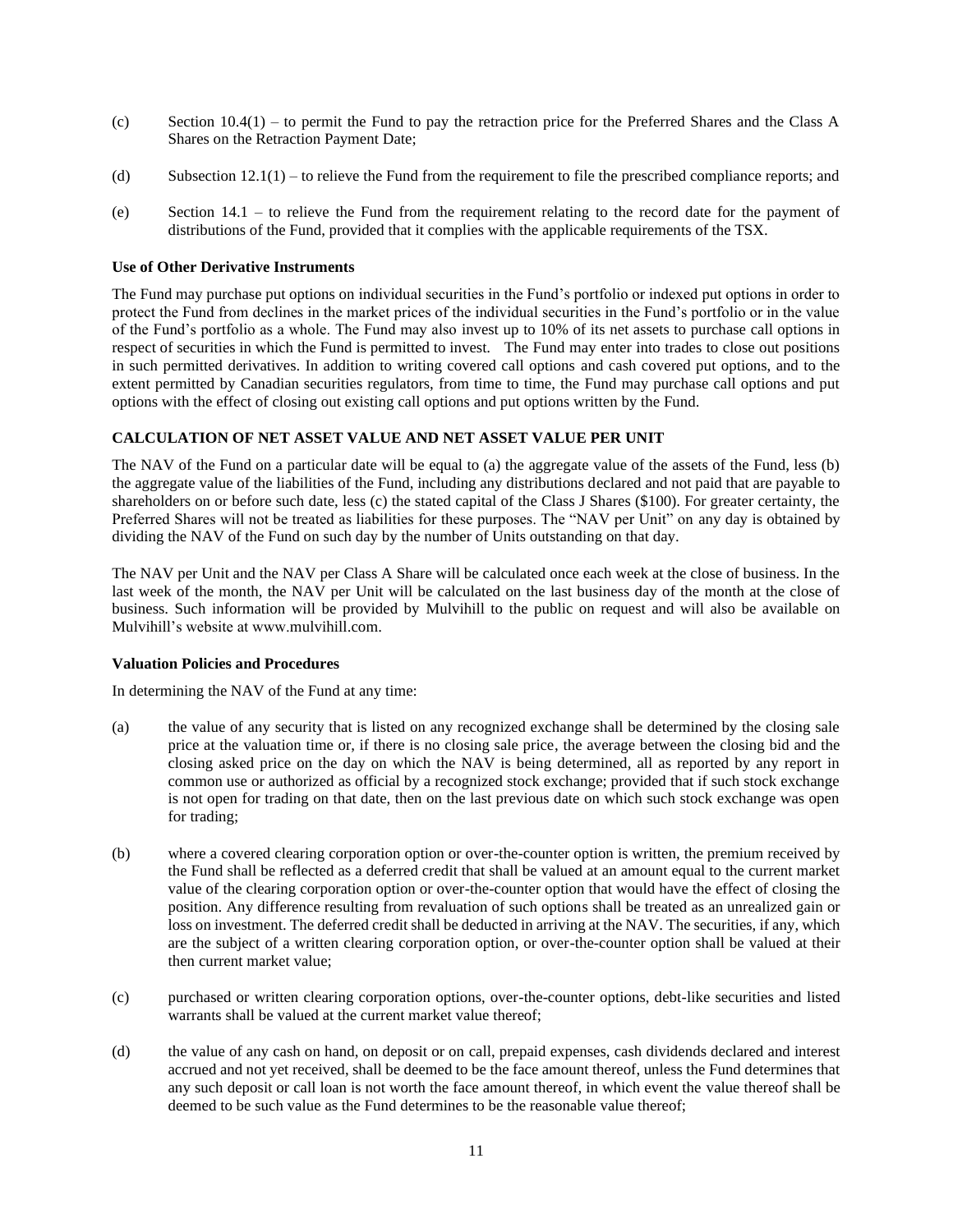(c) Section 10.4(1) – to permit the Fund to pay the retraction price for the Preferred Shares and the Class A Shares on the Retraction Payment Date;

(d) Subsection 12.1(1) – to relieve the Fund from the requirement to file the prescribed compliance reports; and

(e) Section 14.1 – to relieve the Fund from the requirement relating to the record date for the payment of distributions of the Fund, provided that it complies with the applicable requirements of the TSX.

**Use of Other Derivative Instruments**

The Fund may purchase put options on individual securities in the Fund's portfolio or indexed put options in order to protect the Fund from declines in the market prices of the individual securities in the Fund's portfolio or in the value of the Fund's portfolio as a whole. The Fund may also invest up to 10% of its net assets to purchase call options in respect of securities in which the Fund is permitted to invest. The Fund may enter into trades to close out positions in such permitted derivatives. In addition to writing covered call options and cash covered put options, and to the extent permitted by Canadian securities regulators, from time to time, the Fund may purchase call options and put options with the effect of closing out existing call options and put options written by the Fund.

## CALCULATION OF NET ASSET VALUE AND NET ASSET VALUE PER UNIT

The NAV of the Fund on a particular date will be equal to (a) the aggregate value of the assets of the Fund, less (b) the aggregate value of the liabilities of the Fund, including any distributions declared and not paid that are payable to shareholders on or before such date, less (c) the stated capital of the Class J Shares ($100). For greater certainty, the Preferred Shares will not be treated as liabilities for these purposes. The "NAV per Unit" on any day is obtained by dividing the NAV of the Fund on such day by the number of Units outstanding on that day.

The NAV per Unit and the NAV per Class A Share will be calculated once each week at the close of business. In the last week of the month, the NAV per Unit will be calculated on the last business day of the month at the close of business. Such information will be provided by Mulvihill to the public on request and will also be available on Mulvihill's website at www.mulvihill.com.

**Valuation Policies and Procedures**

In determining the NAV of the Fund at any time:

(a) the value of any security that is listed on any recognized exchange shall be determined by the closing sale price at the valuation time or, if there is no closing sale price, the average between the closing bid and the closing asked price on the day on which the NAV is being determined, all as reported by any report in common use or authorized as official by a recognized stock exchange; provided that if such stock exchange is not open for trading on that date, then on the last previous date on which such stock exchange was open for trading;

(b) where a covered clearing corporation option or over-the-counter option is written, the premium received by the Fund shall be reflected as a deferred credit that shall be valued at an amount equal to the current market value of the clearing corporation option or over-the-counter option that would have the effect of closing the position. Any difference resulting from revaluation of such options shall be treated as an unrealized gain or loss on investment. The deferred credit shall be deducted in arriving at the NAV. The securities, if any, which are the subject of a written clearing corporation option, or over-the-counter option shall be valued at their then current market value;

(c) purchased or written clearing corporation options, over-the-counter options, debt-like securities and listed warrants shall be valued at the current market value thereof;

(d) the value of any cash on hand, on deposit or on call, prepaid expenses, cash dividends declared and interest accrued and not yet received, shall be deemed to be the face amount thereof, unless the Fund determines that any such deposit or call loan is not worth the face amount thereof, in which event the value thereof shall be deemed to be such value as the Fund determines to be the reasonable value thereof;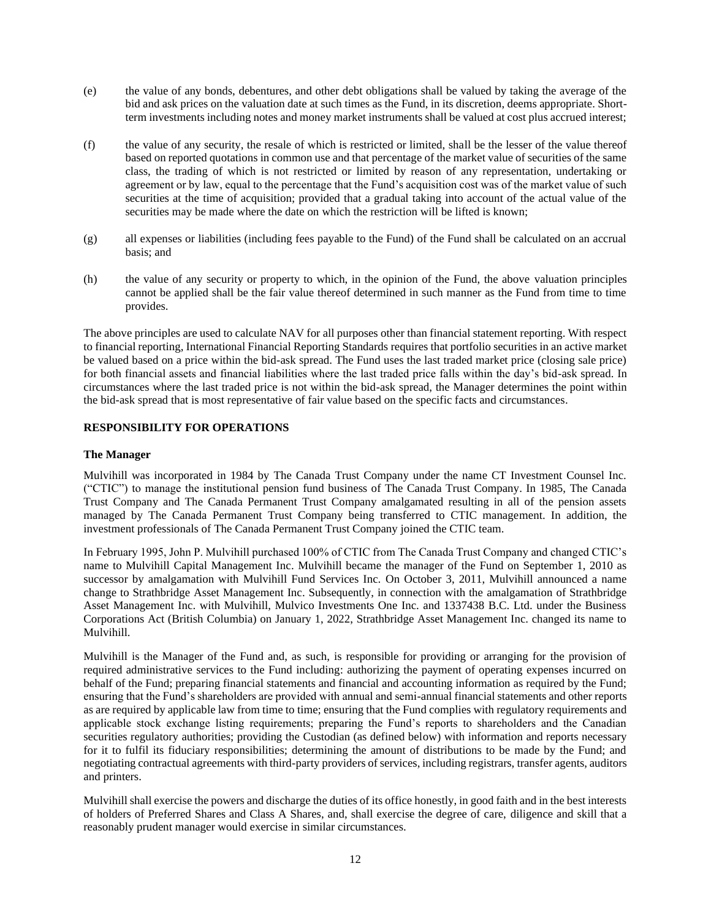(e) the value of any bonds, debentures, and other debt obligations shall be valued by taking the average of the bid and ask prices on the valuation date at such times as the Fund, in its discretion, deems appropriate. Short-term investments including notes and money market instruments shall be valued at cost plus accrued interest;

(f) the value of any security, the resale of which is restricted or limited, shall be the lesser of the value thereof based on reported quotations in common use and that percentage of the market value of securities of the same class, the trading of which is not restricted or limited by reason of any representation, undertaking or agreement or by law, equal to the percentage that the Fund's acquisition cost was of the market value of such securities at the time of acquisition; provided that a gradual taking into account of the actual value of the securities may be made where the date on which the restriction will be lifted is known;

(g) all expenses or liabilities (including fees payable to the Fund) of the Fund shall be calculated on an accrual basis; and

(h) the value of any security or property to which, in the opinion of the Fund, the above valuation principles cannot be applied shall be the fair value thereof determined in such manner as the Fund from time to time provides.

The above principles are used to calculate NAV for all purposes other than financial statement reporting. With respect to financial reporting, International Financial Reporting Standards requires that portfolio securities in an active market be valued based on a price within the bid-ask spread. The Fund uses the last traded market price (closing sale price) for both financial assets and financial liabilities where the last traded price falls within the day's bid-ask spread. In circumstances where the last traded price is not within the bid-ask spread, the Manager determines the point within the bid-ask spread that is most representative of fair value based on the specific facts and circumstances.

## RESPONSIBILITY FOR OPERATIONS

### The Manager

Mulvihill was incorporated in 1984 by The Canada Trust Company under the name CT Investment Counsel Inc. ("CTIC") to manage the institutional pension fund business of The Canada Trust Company. In 1985, The Canada Trust Company and The Canada Permanent Trust Company amalgamated resulting in all of the pension assets managed by The Canada Permanent Trust Company being transferred to CTIC management. In addition, the investment professionals of The Canada Permanent Trust Company joined the CTIC team.

In February 1995, John P. Mulvihill purchased 100% of CTIC from The Canada Trust Company and changed CTIC's name to Mulvihill Capital Management Inc. Mulvihill became the manager of the Fund on September 1, 2010 as successor by amalgamation with Mulvihill Fund Services Inc. On October 3, 2011, Mulvihill announced a name change to Strathbridge Asset Management Inc. Subsequently, in connection with the amalgamation of Strathbridge Asset Management Inc. with Mulvihill, Mulvico Investments One Inc. and 1337438 B.C. Ltd. under the Business Corporations Act (British Columbia) on January 1, 2022, Strathbridge Asset Management Inc. changed its name to Mulvihill.

Mulvihill is the Manager of the Fund and, as such, is responsible for providing or arranging for the provision of required administrative services to the Fund including: authorizing the payment of operating expenses incurred on behalf of the Fund; preparing financial statements and financial and accounting information as required by the Fund; ensuring that the Fund's shareholders are provided with annual and semi-annual financial statements and other reports as are required by applicable law from time to time; ensuring that the Fund complies with regulatory requirements and applicable stock exchange listing requirements; preparing the Fund's reports to shareholders and the Canadian securities regulatory authorities; providing the Custodian (as defined below) with information and reports necessary for it to fulfil its fiduciary responsibilities; determining the amount of distributions to be made by the Fund; and negotiating contractual agreements with third-party providers of services, including registrars, transfer agents, auditors and printers.

Mulvihill shall exercise the powers and discharge the duties of its office honestly, in good faith and in the best interests of holders of Preferred Shares and Class A Shares, and, shall exercise the degree of care, diligence and skill that a reasonably prudent manager would exercise in similar circumstances.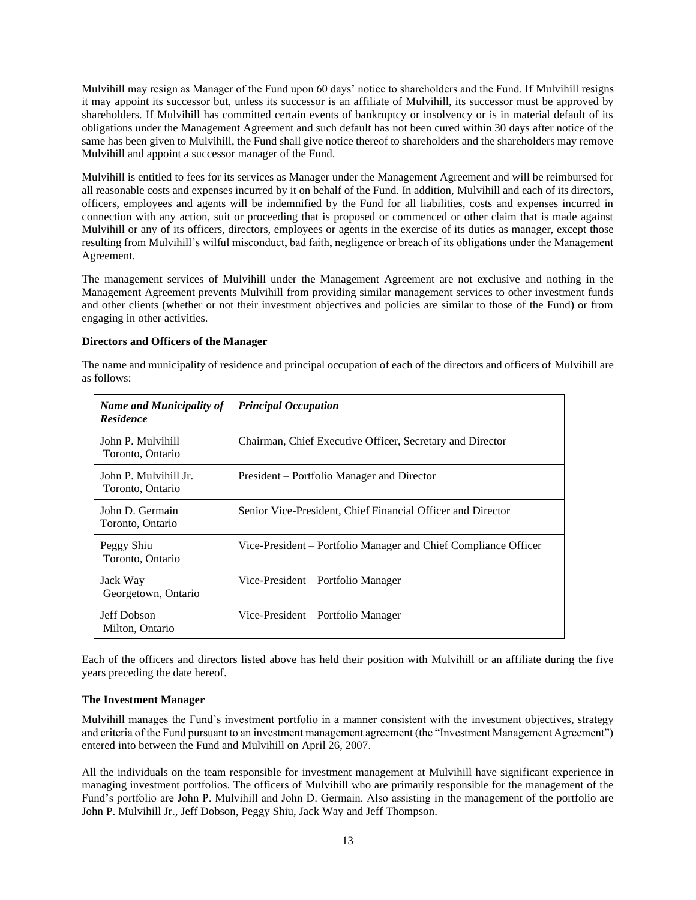Mulvihill may resign as Manager of the Fund upon 60 days' notice to shareholders and the Fund. If Mulvihill resigns it may appoint its successor but, unless its successor is an affiliate of Mulvihill, its successor must be approved by shareholders. If Mulvihill has committed certain events of bankruptcy or insolvency or is in material default of its obligations under the Management Agreement and such default has not been cured within 30 days after notice of the same has been given to Mulvihill, the Fund shall give notice thereof to shareholders and the shareholders may remove Mulvihill and appoint a successor manager of the Fund.

Mulvihill is entitled to fees for its services as Manager under the Management Agreement and will be reimbursed for all reasonable costs and expenses incurred by it on behalf of the Fund. In addition, Mulvihill and each of its directors, officers, employees and agents will be indemnified by the Fund for all liabilities, costs and expenses incurred in connection with any action, suit or proceeding that is proposed or commenced or other claim that is made against Mulvihill or any of its officers, directors, employees or agents in the exercise of its duties as manager, except those resulting from Mulvihill's wilful misconduct, bad faith, negligence or breach of its obligations under the Management Agreement.

The management services of Mulvihill under the Management Agreement are not exclusive and nothing in the Management Agreement prevents Mulvihill from providing similar management services to other investment funds and other clients (whether or not their investment objectives and policies are similar to those of the Fund) or from engaging in other activities.

**Directors and Officers of the Manager**

The name and municipality of residence and principal occupation of each of the directors and officers of Mulvihill are as follows:

| ***Name and Municipality of Residence*** | ***Principal Occupation*** |
|---|---|
| John P. Mulvihill<br>Toronto, Ontario | Chairman, Chief Executive Officer, Secretary and Director |
| John P. Mulvihill Jr.<br>Toronto, Ontario | President – Portfolio Manager and Director |
| John D. Germain<br>Toronto, Ontario | Senior Vice-President, Chief Financial Officer and Director |
| Peggy Shiu<br>Toronto, Ontario | Vice-President – Portfolio Manager and Chief Compliance Officer |
| Jack Way<br>Georgetown, Ontario | Vice-President – Portfolio Manager |
| Jeff Dobson<br>Milton, Ontario | Vice-President – Portfolio Manager |

Each of the officers and directors listed above has held their position with Mulvihill or an affiliate during the five years preceding the date hereof.

**The Investment Manager**

Mulvihill manages the Fund's investment portfolio in a manner consistent with the investment objectives, strategy and criteria of the Fund pursuant to an investment management agreement (the "Investment Management Agreement") entered into between the Fund and Mulvihill on April 26, 2007.

All the individuals on the team responsible for investment management at Mulvihill have significant experience in managing investment portfolios. The officers of Mulvihill who are primarily responsible for the management of the Fund's portfolio are John P. Mulvihill and John D. Germain. Also assisting in the management of the portfolio are John P. Mulvihill Jr., Jeff Dobson, Peggy Shiu, Jack Way and Jeff Thompson.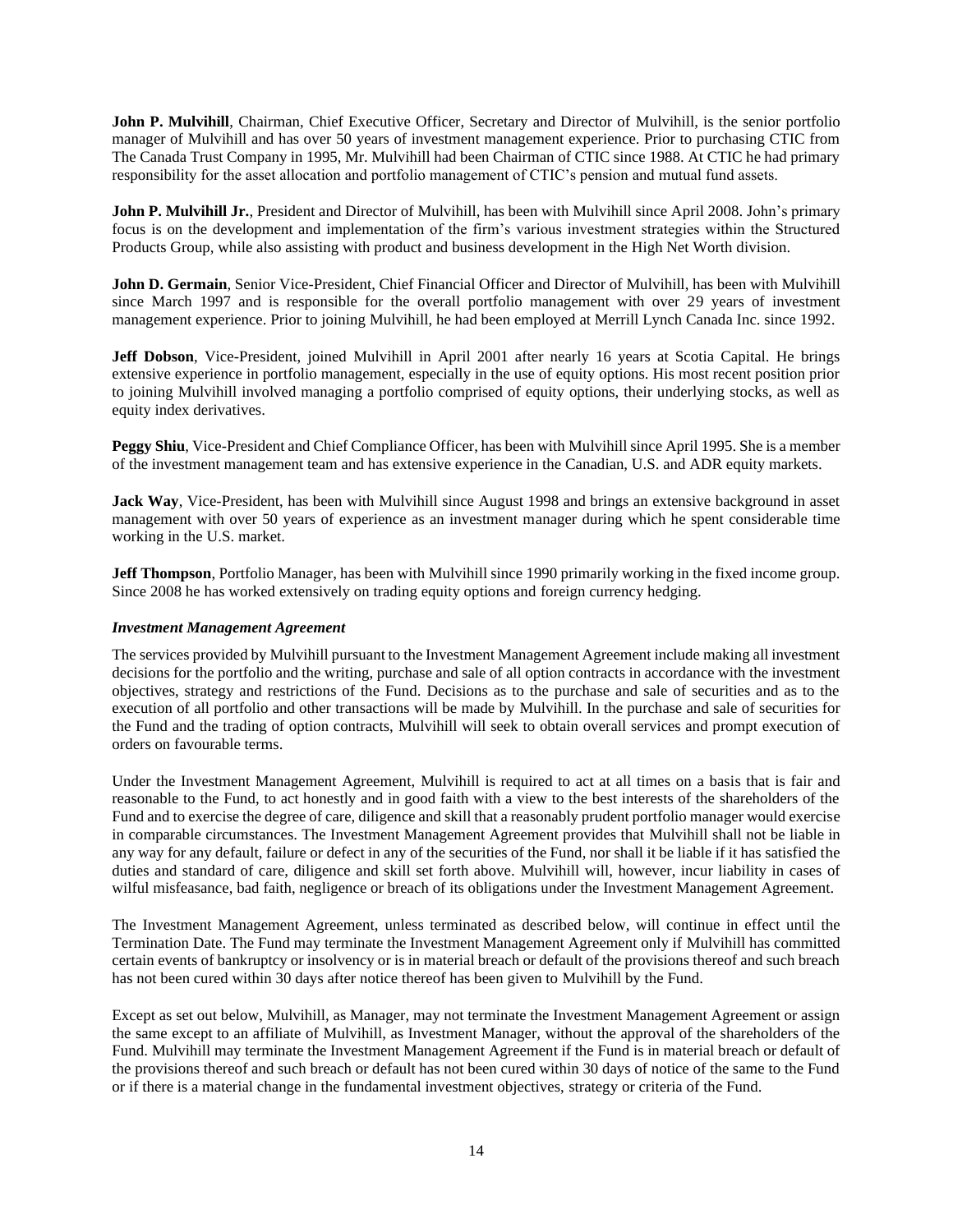**John P. Mulvihill**, Chairman, Chief Executive Officer, Secretary and Director of Mulvihill, is the senior portfolio manager of Mulvihill and has over 50 years of investment management experience. Prior to purchasing CTIC from The Canada Trust Company in 1995, Mr. Mulvihill had been Chairman of CTIC since 1988. At CTIC he had primary responsibility for the asset allocation and portfolio management of CTIC's pension and mutual fund assets.

**John P. Mulvihill Jr.**, President and Director of Mulvihill, has been with Mulvihill since April 2008. John's primary focus is on the development and implementation of the firm's various investment strategies within the Structured Products Group, while also assisting with product and business development in the High Net Worth division.

**John D. Germain**, Senior Vice-President, Chief Financial Officer and Director of Mulvihill, has been with Mulvihill since March 1997 and is responsible for the overall portfolio management with over 29 years of investment management experience. Prior to joining Mulvihill, he had been employed at Merrill Lynch Canada Inc. since 1992.

**Jeff Dobson**, Vice-President, joined Mulvihill in April 2001 after nearly 16 years at Scotia Capital. He brings extensive experience in portfolio management, especially in the use of equity options. His most recent position prior to joining Mulvihill involved managing a portfolio comprised of equity options, their underlying stocks, as well as equity index derivatives.

**Peggy Shiu**, Vice-President and Chief Compliance Officer, has been with Mulvihill since April 1995. She is a member of the investment management team and has extensive experience in the Canadian, U.S. and ADR equity markets.

**Jack Way**, Vice-President, has been with Mulvihill since August 1998 and brings an extensive background in asset management with over 50 years of experience as an investment manager during which he spent considerable time working in the U.S. market.

**Jeff Thompson**, Portfolio Manager, has been with Mulvihill since 1990 primarily working in the fixed income group. Since 2008 he has worked extensively on trading equity options and foreign currency hedging.

***Investment Management Agreement***

The services provided by Mulvihill pursuant to the Investment Management Agreement include making all investment decisions for the portfolio and the writing, purchase and sale of all option contracts in accordance with the investment objectives, strategy and restrictions of the Fund. Decisions as to the purchase and sale of securities and as to the execution of all portfolio and other transactions will be made by Mulvihill. In the purchase and sale of securities for the Fund and the trading of option contracts, Mulvihill will seek to obtain overall services and prompt execution of orders on favourable terms.

Under the Investment Management Agreement, Mulvihill is required to act at all times on a basis that is fair and reasonable to the Fund, to act honestly and in good faith with a view to the best interests of the shareholders of the Fund and to exercise the degree of care, diligence and skill that a reasonably prudent portfolio manager would exercise in comparable circumstances. The Investment Management Agreement provides that Mulvihill shall not be liable in any way for any default, failure or defect in any of the securities of the Fund, nor shall it be liable if it has satisfied the duties and standard of care, diligence and skill set forth above. Mulvihill will, however, incur liability in cases of wilful misfeasance, bad faith, negligence or breach of its obligations under the Investment Management Agreement.

The Investment Management Agreement, unless terminated as described below, will continue in effect until the Termination Date. The Fund may terminate the Investment Management Agreement only if Mulvihill has committed certain events of bankruptcy or insolvency or is in material breach or default of the provisions thereof and such breach has not been cured within 30 days after notice thereof has been given to Mulvihill by the Fund.

Except as set out below, Mulvihill, as Manager, may not terminate the Investment Management Agreement or assign the same except to an affiliate of Mulvihill, as Investment Manager, without the approval of the shareholders of the Fund. Mulvihill may terminate the Investment Management Agreement if the Fund is in material breach or default of the provisions thereof and such breach or default has not been cured within 30 days of notice of the same to the Fund or if there is a material change in the fundamental investment objectives, strategy or criteria of the Fund.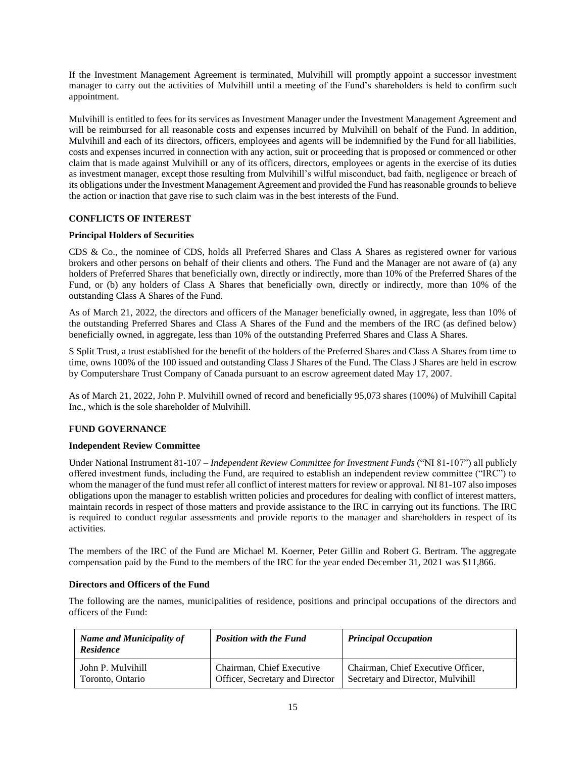If the Investment Management Agreement is terminated, Mulvihill will promptly appoint a successor investment manager to carry out the activities of Mulvihill until a meeting of the Fund's shareholders is held to confirm such appointment.

Mulvihill is entitled to fees for its services as Investment Manager under the Investment Management Agreement and will be reimbursed for all reasonable costs and expenses incurred by Mulvihill on behalf of the Fund. In addition, Mulvihill and each of its directors, officers, employees and agents will be indemnified by the Fund for all liabilities, costs and expenses incurred in connection with any action, suit or proceeding that is proposed or commenced or other claim that is made against Mulvihill or any of its officers, directors, employees or agents in the exercise of its duties as investment manager, except those resulting from Mulvihill's wilful misconduct, bad faith, negligence or breach of its obligations under the Investment Management Agreement and provided the Fund has reasonable grounds to believe the action or inaction that gave rise to such claim was in the best interests of the Fund.

## CONFLICTS OF INTEREST

### Principal Holders of Securities

CDS & Co., the nominee of CDS, holds all Preferred Shares and Class A Shares as registered owner for various brokers and other persons on behalf of their clients and others. The Fund and the Manager are not aware of (a) any holders of Preferred Shares that beneficially own, directly or indirectly, more than 10% of the Preferred Shares of the Fund, or (b) any holders of Class A Shares that beneficially own, directly or indirectly, more than 10% of the outstanding Class A Shares of the Fund.

As of March 21, 2022, the directors and officers of the Manager beneficially owned, in aggregate, less than 10% of the outstanding Preferred Shares and Class A Shares of the Fund and the members of the IRC (as defined below) beneficially owned, in aggregate, less than 10% of the outstanding Preferred Shares and Class A Shares.

S Split Trust, a trust established for the benefit of the holders of the Preferred Shares and Class A Shares from time to time, owns 100% of the 100 issued and outstanding Class J Shares of the Fund. The Class J Shares are held in escrow by Computershare Trust Company of Canada pursuant to an escrow agreement dated May 17, 2007.

As of March 21, 2022, John P. Mulvihill owned of record and beneficially 95,073 shares (100%) of Mulvihill Capital Inc., which is the sole shareholder of Mulvihill.

## FUND GOVERNANCE

### Independent Review Committee

Under National Instrument 81-107 – *Independent Review Committee for Investment Funds* ("NI 81-107") all publicly offered investment funds, including the Fund, are required to establish an independent review committee ("IRC") to whom the manager of the fund must refer all conflict of interest matters for review or approval. NI 81-107 also imposes obligations upon the manager to establish written policies and procedures for dealing with conflict of interest matters, maintain records in respect of those matters and provide assistance to the IRC in carrying out its functions. The IRC is required to conduct regular assessments and provide reports to the manager and shareholders in respect of its activities.

The members of the IRC of the Fund are Michael M. Koerner, Peter Gillin and Robert G. Bertram. The aggregate compensation paid by the Fund to the members of the IRC for the year ended December 31, 2021 was $11,866.

### Directors and Officers of the Fund

The following are the names, municipalities of residence, positions and principal occupations of the directors and officers of the Fund:

| *Name and Municipality of Residence* | *Position with the Fund* | *Principal Occupation* |
|---|---|---|
| John P. Mulvihill<br>Toronto, Ontario | Chairman, Chief Executive Officer, Secretary and Director | Chairman, Chief Executive Officer, Secretary and Director, Mulvihill |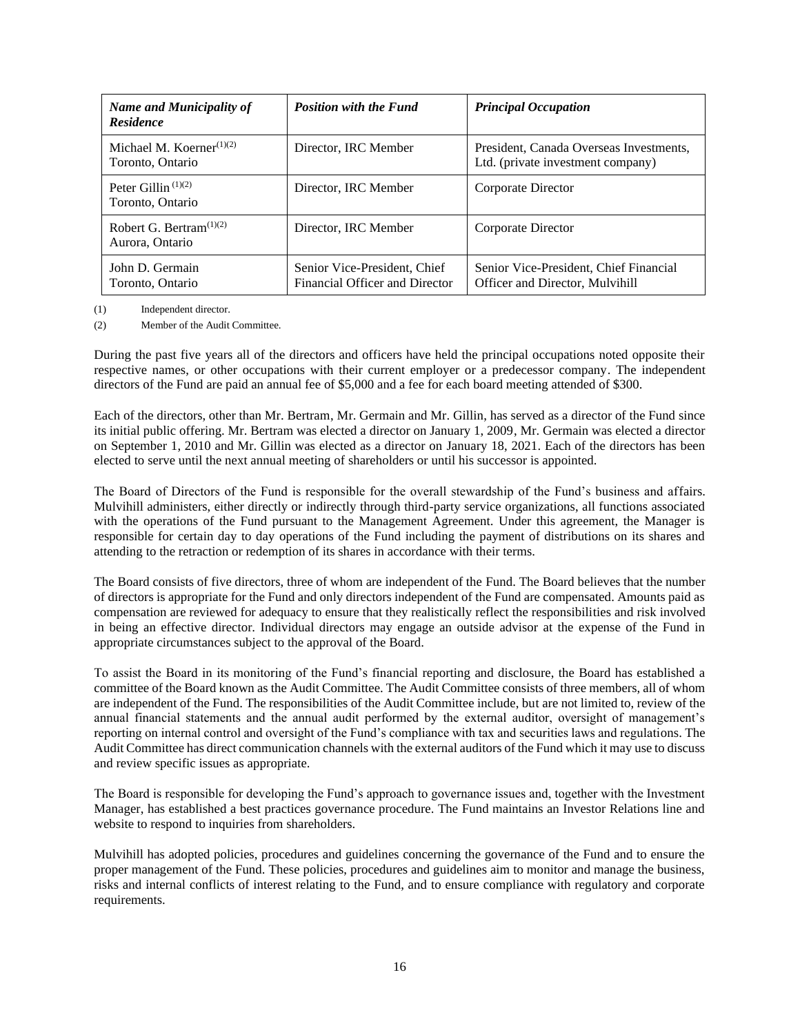| *Name and Municipality of Residence* | *Position with the Fund* | *Principal Occupation* |
|---|---|---|
| Michael M. Koerner[(1)(2)] Toronto, Ontario | Director, IRC Member | President, Canada Overseas Investments, Ltd. (private investment company) |
| Peter Gillin [(1)(2)] Toronto, Ontario | Director, IRC Member | Corporate Director |
| Robert G. Bertram[(1)(2)] Aurora, Ontario | Director, IRC Member | Corporate Director |
| John D. Germain Toronto, Ontario | Senior Vice-President, Chief Financial Officer and Director | Senior Vice-President, Chief Financial Officer and Director, Mulvihill |

(1) Independent director.

(2) Member of the Audit Committee.

During the past five years all of the directors and officers have held the principal occupations noted opposite their respective names, or other occupations with their current employer or a predecessor company. The independent directors of the Fund are paid an annual fee of $5,000 and a fee for each board meeting attended of $300.

Each of the directors, other than Mr. Bertram, Mr. Germain and Mr. Gillin, has served as a director of the Fund since its initial public offering. Mr. Bertram was elected a director on January 1, 2009, Mr. Germain was elected a director on September 1, 2010 and Mr. Gillin was elected as a director on January 18, 2021. Each of the directors has been elected to serve until the next annual meeting of shareholders or until his successor is appointed.

The Board of Directors of the Fund is responsible for the overall stewardship of the Fund's business and affairs. Mulvihill administers, either directly or indirectly through third-party service organizations, all functions associated with the operations of the Fund pursuant to the Management Agreement. Under this agreement, the Manager is responsible for certain day to day operations of the Fund including the payment of distributions on its shares and attending to the retraction or redemption of its shares in accordance with their terms.

The Board consists of five directors, three of whom are independent of the Fund. The Board believes that the number of directors is appropriate for the Fund and only directors independent of the Fund are compensated. Amounts paid as compensation are reviewed for adequacy to ensure that they realistically reflect the responsibilities and risk involved in being an effective director. Individual directors may engage an outside advisor at the expense of the Fund in appropriate circumstances subject to the approval of the Board.

To assist the Board in its monitoring of the Fund's financial reporting and disclosure, the Board has established a committee of the Board known as the Audit Committee. The Audit Committee consists of three members, all of whom are independent of the Fund. The responsibilities of the Audit Committee include, but are not limited to, review of the annual financial statements and the annual audit performed by the external auditor, oversight of management's reporting on internal control and oversight of the Fund's compliance with tax and securities laws and regulations. The Audit Committee has direct communication channels with the external auditors of the Fund which it may use to discuss and review specific issues as appropriate.

The Board is responsible for developing the Fund's approach to governance issues and, together with the Investment Manager, has established a best practices governance procedure. The Fund maintains an Investor Relations line and website to respond to inquiries from shareholders.

Mulvihill has adopted policies, procedures and guidelines concerning the governance of the Fund and to ensure the proper management of the Fund. These policies, procedures and guidelines aim to monitor and manage the business, risks and internal conflicts of interest relating to the Fund, and to ensure compliance with regulatory and corporate requirements.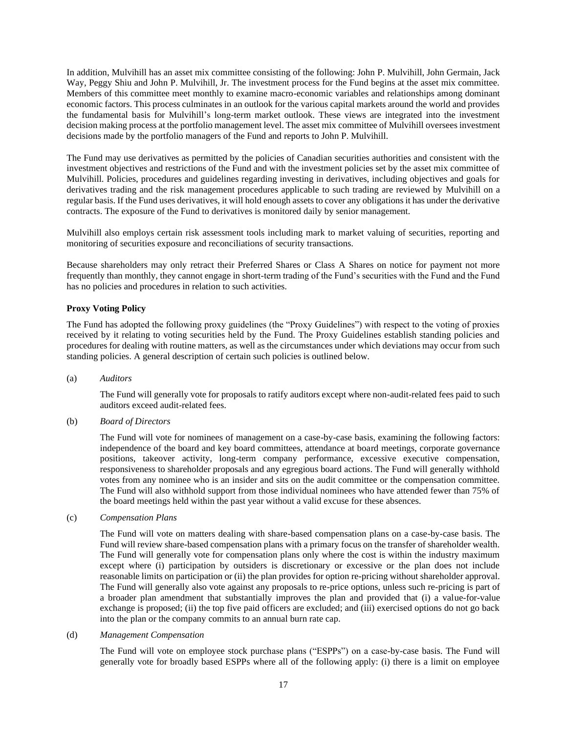In addition, Mulvihill has an asset mix committee consisting of the following: John P. Mulvihill, John Germain, Jack Way, Peggy Shiu and John P. Mulvihill, Jr. The investment process for the Fund begins at the asset mix committee. Members of this committee meet monthly to examine macro-economic variables and relationships among dominant economic factors. This process culminates in an outlook for the various capital markets around the world and provides the fundamental basis for Mulvihill's long-term market outlook. These views are integrated into the investment decision making process at the portfolio management level. The asset mix committee of Mulvihill oversees investment decisions made by the portfolio managers of the Fund and reports to John P. Mulvihill.

The Fund may use derivatives as permitted by the policies of Canadian securities authorities and consistent with the investment objectives and restrictions of the Fund and with the investment policies set by the asset mix committee of Mulvihill. Policies, procedures and guidelines regarding investing in derivatives, including objectives and goals for derivatives trading and the risk management procedures applicable to such trading are reviewed by Mulvihill on a regular basis. If the Fund uses derivatives, it will hold enough assets to cover any obligations it has under the derivative contracts. The exposure of the Fund to derivatives is monitored daily by senior management.

Mulvihill also employs certain risk assessment tools including mark to market valuing of securities, reporting and monitoring of securities exposure and reconciliations of security transactions.

Because shareholders may only retract their Preferred Shares or Class A Shares on notice for payment not more frequently than monthly, they cannot engage in short-term trading of the Fund's securities with the Fund and the Fund has no policies and procedures in relation to such activities.

**Proxy Voting Policy**

The Fund has adopted the following proxy guidelines (the "Proxy Guidelines") with respect to the voting of proxies received by it relating to voting securities held by the Fund. The Proxy Guidelines establish standing policies and procedures for dealing with routine matters, as well as the circumstances under which deviations may occur from such standing policies. A general description of certain such policies is outlined below.

(a) *Auditors*

The Fund will generally vote for proposals to ratify auditors except where non-audit-related fees paid to such auditors exceed audit-related fees.

(b) *Board of Directors*

The Fund will vote for nominees of management on a case-by-case basis, examining the following factors: independence of the board and key board committees, attendance at board meetings, corporate governance positions, takeover activity, long-term company performance, excessive executive compensation, responsiveness to shareholder proposals and any egregious board actions. The Fund will generally withhold votes from any nominee who is an insider and sits on the audit committee or the compensation committee. The Fund will also withhold support from those individual nominees who have attended fewer than 75% of the board meetings held within the past year without a valid excuse for these absences.

(c) *Compensation Plans*

The Fund will vote on matters dealing with share-based compensation plans on a case-by-case basis. The Fund will review share-based compensation plans with a primary focus on the transfer of shareholder wealth. The Fund will generally vote for compensation plans only where the cost is within the industry maximum except where (i) participation by outsiders is discretionary or excessive or the plan does not include reasonable limits on participation or (ii) the plan provides for option re-pricing without shareholder approval. The Fund will generally also vote against any proposals to re-price options, unless such re-pricing is part of a broader plan amendment that substantially improves the plan and provided that (i) a value-for-value exchange is proposed; (ii) the top five paid officers are excluded; and (iii) exercised options do not go back into the plan or the company commits to an annual burn rate cap.

(d) *Management Compensation*

The Fund will vote on employee stock purchase plans ("ESPPs") on a case-by-case basis. The Fund will generally vote for broadly based ESPPs where all of the following apply: (i) there is a limit on employee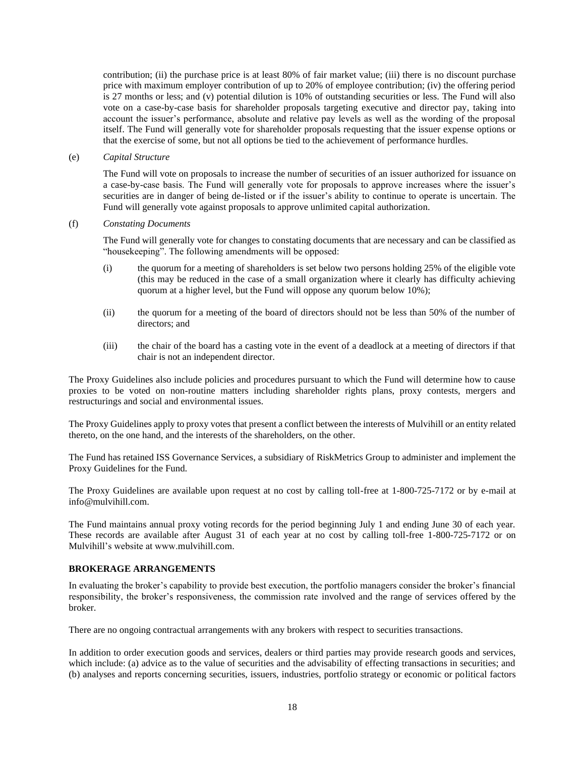contribution; (ii) the purchase price is at least 80% of fair market value; (iii) there is no discount purchase price with maximum employer contribution of up to 20% of employee contribution; (iv) the offering period is 27 months or less; and (v) potential dilution is 10% of outstanding securities or less. The Fund will also vote on a case-by-case basis for shareholder proposals targeting executive and director pay, taking into account the issuer's performance, absolute and relative pay levels as well as the wording of the proposal itself. The Fund will generally vote for shareholder proposals requesting that the issuer expense options or that the exercise of some, but not all options be tied to the achievement of performance hurdles.

(e) *Capital Structure*

The Fund will vote on proposals to increase the number of securities of an issuer authorized for issuance on a case-by-case basis. The Fund will generally vote for proposals to approve increases where the issuer's securities are in danger of being de-listed or if the issuer's ability to continue to operate is uncertain. The Fund will generally vote against proposals to approve unlimited capital authorization.

(f) *Constating Documents*

The Fund will generally vote for changes to constating documents that are necessary and can be classified as "housekeeping". The following amendments will be opposed:

(i) the quorum for a meeting of shareholders is set below two persons holding 25% of the eligible vote (this may be reduced in the case of a small organization where it clearly has difficulty achieving quorum at a higher level, but the Fund will oppose any quorum below 10%);

(ii) the quorum for a meeting of the board of directors should not be less than 50% of the number of directors; and

(iii) the chair of the board has a casting vote in the event of a deadlock at a meeting of directors if that chair is not an independent director.

The Proxy Guidelines also include policies and procedures pursuant to which the Fund will determine how to cause proxies to be voted on non-routine matters including shareholder rights plans, proxy contests, mergers and restructurings and social and environmental issues.

The Proxy Guidelines apply to proxy votes that present a conflict between the interests of Mulvihill or an entity related thereto, on the one hand, and the interests of the shareholders, on the other.

The Fund has retained ISS Governance Services, a subsidiary of RiskMetrics Group to administer and implement the Proxy Guidelines for the Fund.

The Proxy Guidelines are available upon request at no cost by calling toll-free at 1-800-725-7172 or by e-mail at info@mulvihill.com.

The Fund maintains annual proxy voting records for the period beginning July 1 and ending June 30 of each year. These records are available after August 31 of each year at no cost by calling toll-free 1-800-725-7172 or on Mulvihill's website at www.mulvihill.com.

**BROKERAGE ARRANGEMENTS**

In evaluating the broker's capability to provide best execution, the portfolio managers consider the broker's financial responsibility, the broker's responsiveness, the commission rate involved and the range of services offered by the broker.

There are no ongoing contractual arrangements with any brokers with respect to securities transactions.

In addition to order execution goods and services, dealers or third parties may provide research goods and services, which include: (a) advice as to the value of securities and the advisability of effecting transactions in securities; and (b) analyses and reports concerning securities, issuers, industries, portfolio strategy or economic or political factors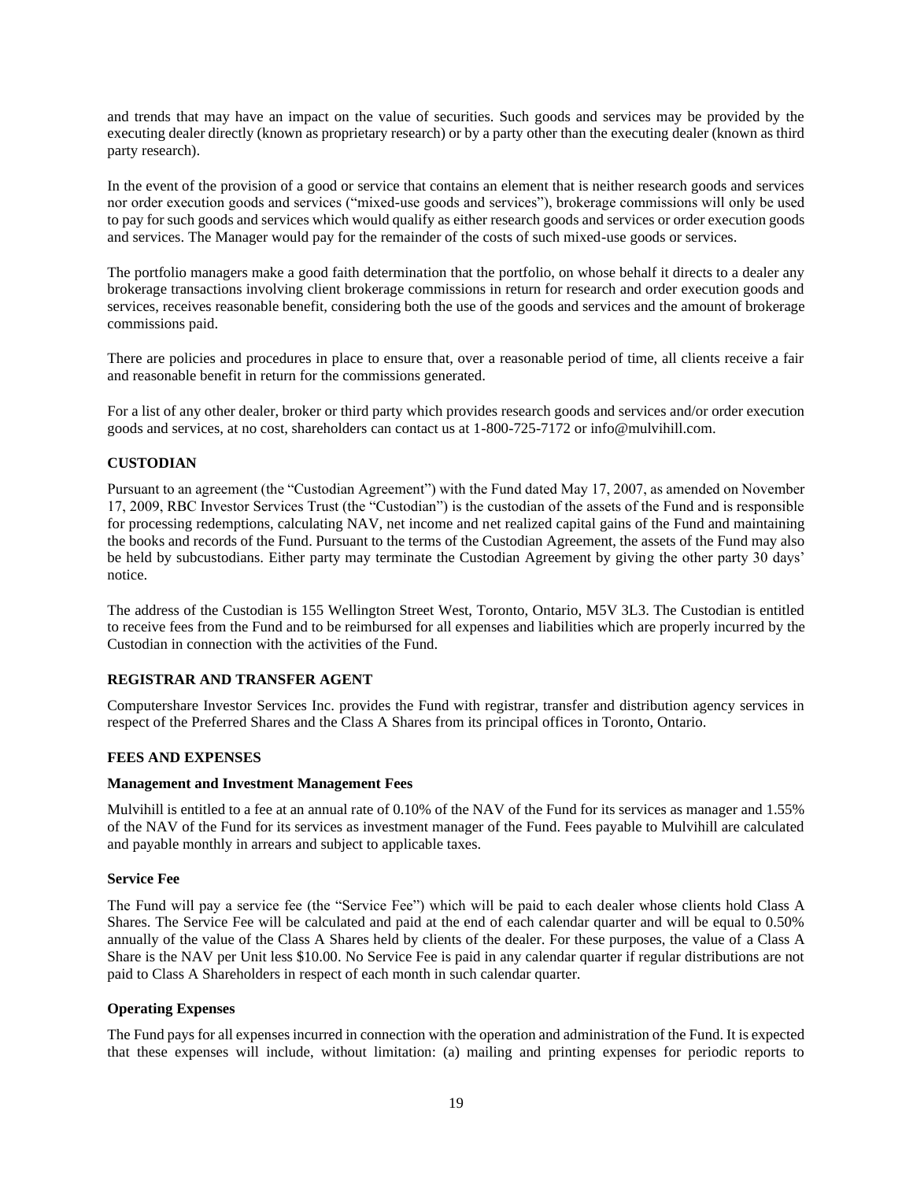and trends that may have an impact on the value of securities. Such goods and services may be provided by the executing dealer directly (known as proprietary research) or by a party other than the executing dealer (known as third party research).

In the event of the provision of a good or service that contains an element that is neither research goods and services nor order execution goods and services ("mixed-use goods and services"), brokerage commissions will only be used to pay for such goods and services which would qualify as either research goods and services or order execution goods and services. The Manager would pay for the remainder of the costs of such mixed-use goods or services.

The portfolio managers make a good faith determination that the portfolio, on whose behalf it directs to a dealer any brokerage transactions involving client brokerage commissions in return for research and order execution goods and services, receives reasonable benefit, considering both the use of the goods and services and the amount of brokerage commissions paid.

There are policies and procedures in place to ensure that, over a reasonable period of time, all clients receive a fair and reasonable benefit in return for the commissions generated.

For a list of any other dealer, broker or third party which provides research goods and services and/or order execution goods and services, at no cost, shareholders can contact us at 1-800-725-7172 or info@mulvihill.com.

## CUSTODIAN

Pursuant to an agreement (the "Custodian Agreement") with the Fund dated May 17, 2007, as amended on November 17, 2009, RBC Investor Services Trust (the "Custodian") is the custodian of the assets of the Fund and is responsible for processing redemptions, calculating NAV, net income and net realized capital gains of the Fund and maintaining the books and records of the Fund. Pursuant to the terms of the Custodian Agreement, the assets of the Fund may also be held by subcustodians. Either party may terminate the Custodian Agreement by giving the other party 30 days' notice.

The address of the Custodian is 155 Wellington Street West, Toronto, Ontario, M5V 3L3. The Custodian is entitled to receive fees from the Fund and to be reimbursed for all expenses and liabilities which are properly incurred by the Custodian in connection with the activities of the Fund.

## REGISTRAR AND TRANSFER AGENT

Computershare Investor Services Inc. provides the Fund with registrar, transfer and distribution agency services in respect of the Preferred Shares and the Class A Shares from its principal offices in Toronto, Ontario.

## FEES AND EXPENSES

### Management and Investment Management Fees

Mulvihill is entitled to a fee at an annual rate of 0.10% of the NAV of the Fund for its services as manager and 1.55% of the NAV of the Fund for its services as investment manager of the Fund. Fees payable to Mulvihill are calculated and payable monthly in arrears and subject to applicable taxes.

### Service Fee

The Fund will pay a service fee (the "Service Fee") which will be paid to each dealer whose clients hold Class A Shares. The Service Fee will be calculated and paid at the end of each calendar quarter and will be equal to 0.50% annually of the value of the Class A Shares held by clients of the dealer. For these purposes, the value of a Class A Share is the NAV per Unit less $10.00. No Service Fee is paid in any calendar quarter if regular distributions are not paid to Class A Shareholders in respect of each month in such calendar quarter.

### Operating Expenses

The Fund pays for all expenses incurred in connection with the operation and administration of the Fund. It is expected that these expenses will include, without limitation: (a) mailing and printing expenses for periodic reports to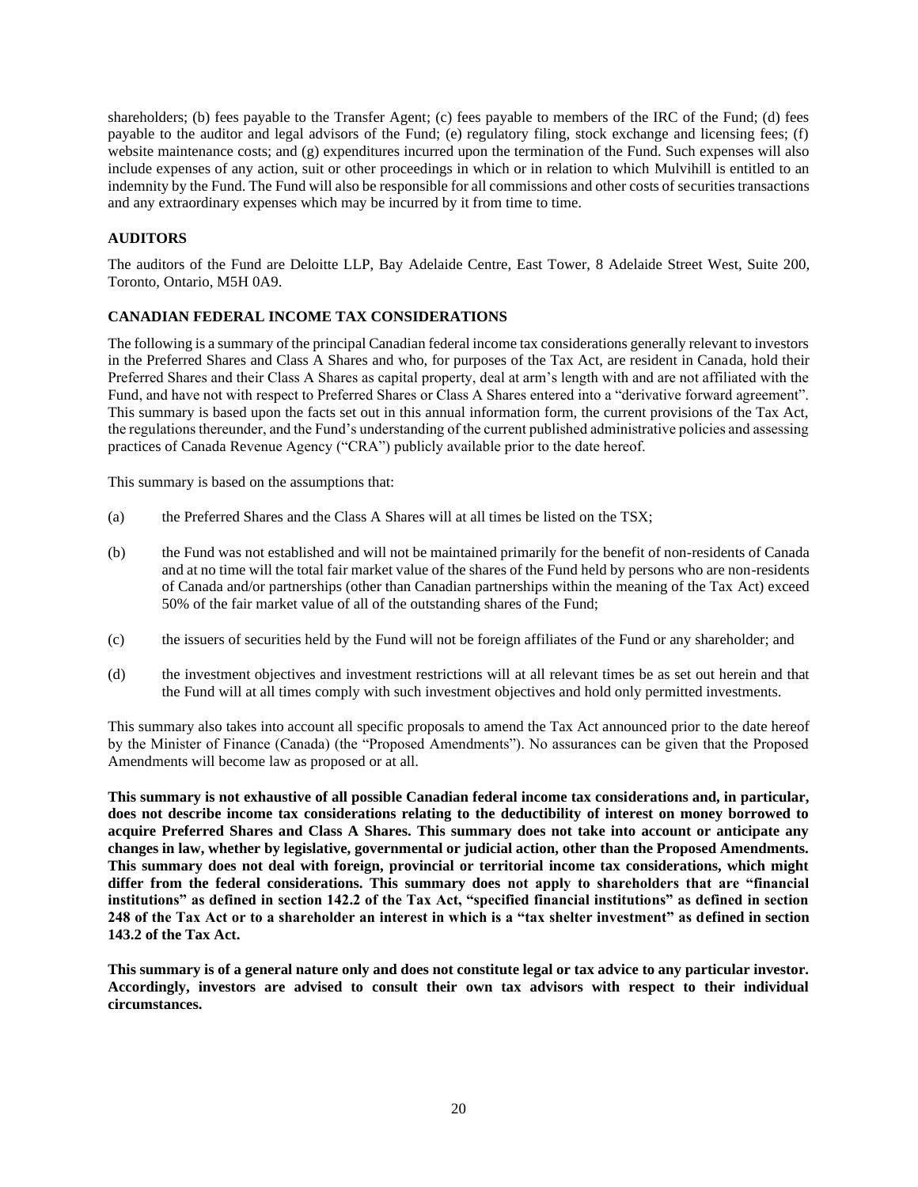shareholders; (b) fees payable to the Transfer Agent; (c) fees payable to members of the IRC of the Fund; (d) fees payable to the auditor and legal advisors of the Fund; (e) regulatory filing, stock exchange and licensing fees; (f) website maintenance costs; and (g) expenditures incurred upon the termination of the Fund. Such expenses will also include expenses of any action, suit or other proceedings in which or in relation to which Mulvihill is entitled to an indemnity by the Fund. The Fund will also be responsible for all commissions and other costs of securities transactions and any extraordinary expenses which may be incurred by it from time to time.

## AUDITORS

The auditors of the Fund are Deloitte LLP, Bay Adelaide Centre, East Tower, 8 Adelaide Street West, Suite 200, Toronto, Ontario, M5H 0A9.

## CANADIAN FEDERAL INCOME TAX CONSIDERATIONS

The following is a summary of the principal Canadian federal income tax considerations generally relevant to investors in the Preferred Shares and Class A Shares and who, for purposes of the Tax Act, are resident in Canada, hold their Preferred Shares and their Class A Shares as capital property, deal at arm's length with and are not affiliated with the Fund, and have not with respect to Preferred Shares or Class A Shares entered into a "derivative forward agreement". This summary is based upon the facts set out in this annual information form, the current provisions of the Tax Act, the regulations thereunder, and the Fund's understanding of the current published administrative policies and assessing practices of Canada Revenue Agency ("CRA") publicly available prior to the date hereof.

This summary is based on the assumptions that:

(a) the Preferred Shares and the Class A Shares will at all times be listed on the TSX;

(b) the Fund was not established and will not be maintained primarily for the benefit of non-residents of Canada and at no time will the total fair market value of the shares of the Fund held by persons who are non-residents of Canada and/or partnerships (other than Canadian partnerships within the meaning of the Tax Act) exceed 50% of the fair market value of all of the outstanding shares of the Fund;

(c) the issuers of securities held by the Fund will not be foreign affiliates of the Fund or any shareholder; and

(d) the investment objectives and investment restrictions will at all relevant times be as set out herein and that the Fund will at all times comply with such investment objectives and hold only permitted investments.

This summary also takes into account all specific proposals to amend the Tax Act announced prior to the date hereof by the Minister of Finance (Canada) (the "Proposed Amendments"). No assurances can be given that the Proposed Amendments will become law as proposed or at all.

**This summary is not exhaustive of all possible Canadian federal income tax considerations and, in particular, does not describe income tax considerations relating to the deductibility of interest on money borrowed to acquire Preferred Shares and Class A Shares. This summary does not take into account or anticipate any changes in law, whether by legislative, governmental or judicial action, other than the Proposed Amendments. This summary does not deal with foreign, provincial or territorial income tax considerations, which might differ from the federal considerations. This summary does not apply to shareholders that are "financial institutions" as defined in section 142.2 of the Tax Act, "specified financial institutions" as defined in section 248 of the Tax Act or to a shareholder an interest in which is a "tax shelter investment" as defined in section 143.2 of the Tax Act.**

**This summary is of a general nature only and does not constitute legal or tax advice to any particular investor. Accordingly, investors are advised to consult their own tax advisors with respect to their individual circumstances.**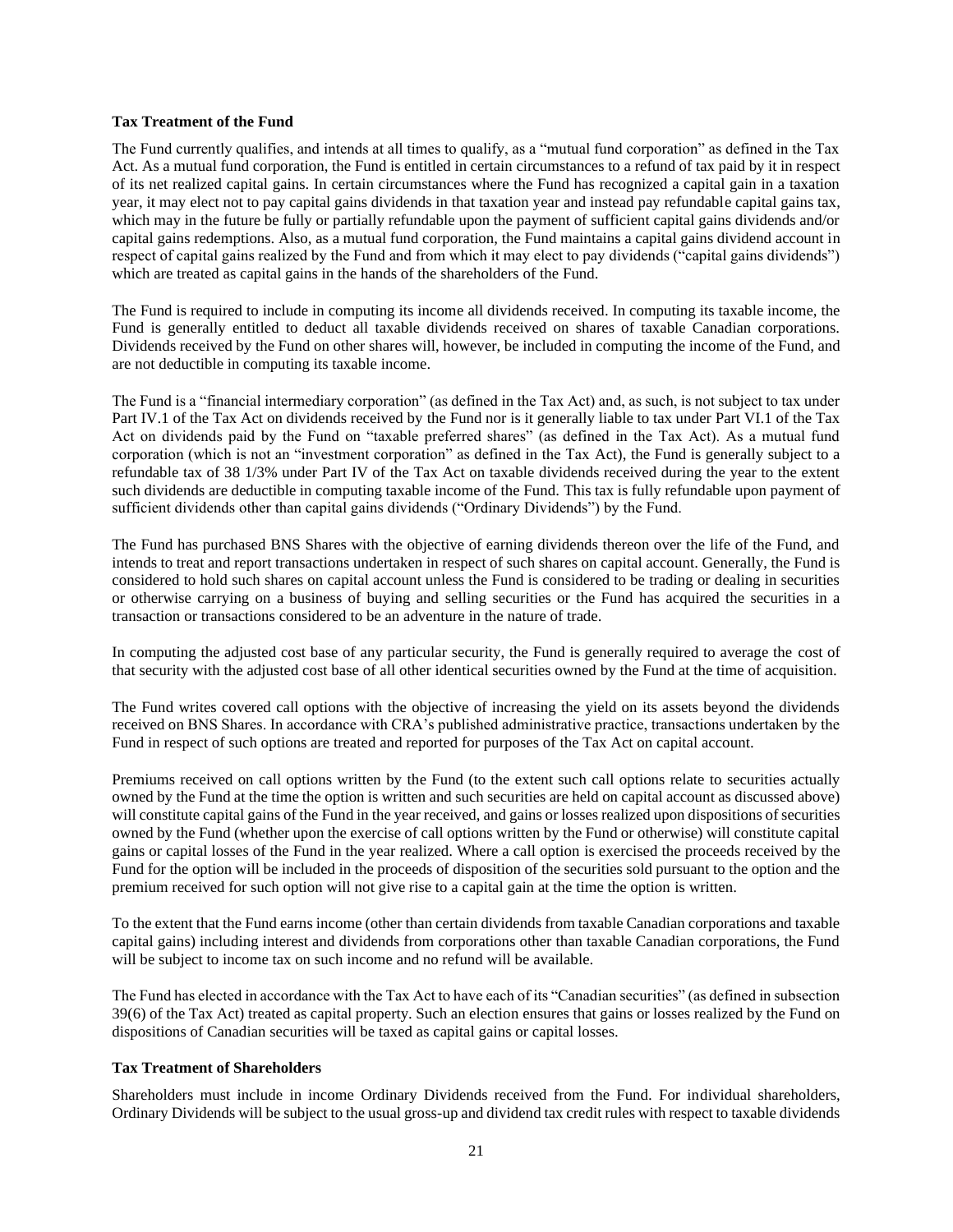**Tax Treatment of the Fund**

The Fund currently qualifies, and intends at all times to qualify, as a "mutual fund corporation" as defined in the Tax Act. As a mutual fund corporation, the Fund is entitled in certain circumstances to a refund of tax paid by it in respect of its net realized capital gains. In certain circumstances where the Fund has recognized a capital gain in a taxation year, it may elect not to pay capital gains dividends in that taxation year and instead pay refundable capital gains tax, which may in the future be fully or partially refundable upon the payment of sufficient capital gains dividends and/or capital gains redemptions. Also, as a mutual fund corporation, the Fund maintains a capital gains dividend account in respect of capital gains realized by the Fund and from which it may elect to pay dividends ("capital gains dividends") which are treated as capital gains in the hands of the shareholders of the Fund.

The Fund is required to include in computing its income all dividends received. In computing its taxable income, the Fund is generally entitled to deduct all taxable dividends received on shares of taxable Canadian corporations. Dividends received by the Fund on other shares will, however, be included in computing the income of the Fund, and are not deductible in computing its taxable income.

The Fund is a "financial intermediary corporation" (as defined in the Tax Act) and, as such, is not subject to tax under Part IV.1 of the Tax Act on dividends received by the Fund nor is it generally liable to tax under Part VI.1 of the Tax Act on dividends paid by the Fund on "taxable preferred shares" (as defined in the Tax Act). As a mutual fund corporation (which is not an "investment corporation" as defined in the Tax Act), the Fund is generally subject to a refundable tax of 38 1/3% under Part IV of the Tax Act on taxable dividends received during the year to the extent such dividends are deductible in computing taxable income of the Fund. This tax is fully refundable upon payment of sufficient dividends other than capital gains dividends ("Ordinary Dividends") by the Fund.

The Fund has purchased BNS Shares with the objective of earning dividends thereon over the life of the Fund, and intends to treat and report transactions undertaken in respect of such shares on capital account. Generally, the Fund is considered to hold such shares on capital account unless the Fund is considered to be trading or dealing in securities or otherwise carrying on a business of buying and selling securities or the Fund has acquired the securities in a transaction or transactions considered to be an adventure in the nature of trade.

In computing the adjusted cost base of any particular security, the Fund is generally required to average the cost of that security with the adjusted cost base of all other identical securities owned by the Fund at the time of acquisition.

The Fund writes covered call options with the objective of increasing the yield on its assets beyond the dividends received on BNS Shares. In accordance with CRA's published administrative practice, transactions undertaken by the Fund in respect of such options are treated and reported for purposes of the Tax Act on capital account.

Premiums received on call options written by the Fund (to the extent such call options relate to securities actually owned by the Fund at the time the option is written and such securities are held on capital account as discussed above) will constitute capital gains of the Fund in the year received, and gains or losses realized upon dispositions of securities owned by the Fund (whether upon the exercise of call options written by the Fund or otherwise) will constitute capital gains or capital losses of the Fund in the year realized. Where a call option is exercised the proceeds received by the Fund for the option will be included in the proceeds of disposition of the securities sold pursuant to the option and the premium received for such option will not give rise to a capital gain at the time the option is written.

To the extent that the Fund earns income (other than certain dividends from taxable Canadian corporations and taxable capital gains) including interest and dividends from corporations other than taxable Canadian corporations, the Fund will be subject to income tax on such income and no refund will be available.

The Fund has elected in accordance with the Tax Act to have each of its "Canadian securities" (as defined in subsection 39(6) of the Tax Act) treated as capital property. Such an election ensures that gains or losses realized by the Fund on dispositions of Canadian securities will be taxed as capital gains or capital losses.

**Tax Treatment of Shareholders**

Shareholders must include in income Ordinary Dividends received from the Fund. For individual shareholders, Ordinary Dividends will be subject to the usual gross-up and dividend tax credit rules with respect to taxable dividends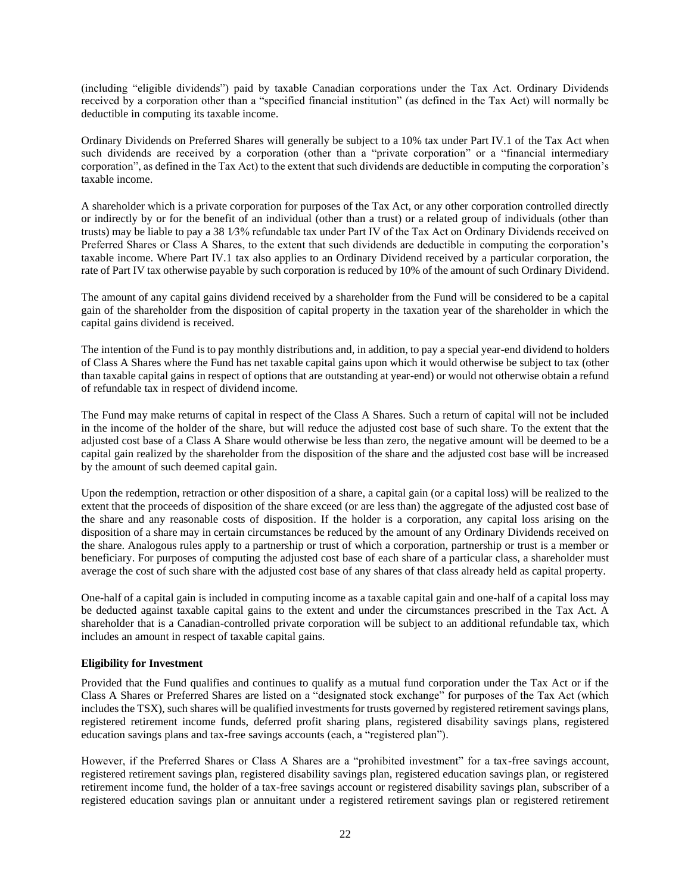(including "eligible dividends") paid by taxable Canadian corporations under the Tax Act. Ordinary Dividends received by a corporation other than a "specified financial institution" (as defined in the Tax Act) will normally be deductible in computing its taxable income.

Ordinary Dividends on Preferred Shares will generally be subject to a 10% tax under Part IV.1 of the Tax Act when such dividends are received by a corporation (other than a "private corporation" or a "financial intermediary corporation", as defined in the Tax Act) to the extent that such dividends are deductible in computing the corporation's taxable income.

A shareholder which is a private corporation for purposes of the Tax Act, or any other corporation controlled directly or indirectly by or for the benefit of an individual (other than a trust) or a related group of individuals (other than trusts) may be liable to pay a 38 1⁄3% refundable tax under Part IV of the Tax Act on Ordinary Dividends received on Preferred Shares or Class A Shares, to the extent that such dividends are deductible in computing the corporation's taxable income. Where Part IV.1 tax also applies to an Ordinary Dividend received by a particular corporation, the rate of Part IV tax otherwise payable by such corporation is reduced by 10% of the amount of such Ordinary Dividend.

The amount of any capital gains dividend received by a shareholder from the Fund will be considered to be a capital gain of the shareholder from the disposition of capital property in the taxation year of the shareholder in which the capital gains dividend is received.

The intention of the Fund is to pay monthly distributions and, in addition, to pay a special year-end dividend to holders of Class A Shares where the Fund has net taxable capital gains upon which it would otherwise be subject to tax (other than taxable capital gains in respect of options that are outstanding at year-end) or would not otherwise obtain a refund of refundable tax in respect of dividend income.

The Fund may make returns of capital in respect of the Class A Shares. Such a return of capital will not be included in the income of the holder of the share, but will reduce the adjusted cost base of such share. To the extent that the adjusted cost base of a Class A Share would otherwise be less than zero, the negative amount will be deemed to be a capital gain realized by the shareholder from the disposition of the share and the adjusted cost base will be increased by the amount of such deemed capital gain.

Upon the redemption, retraction or other disposition of a share, a capital gain (or a capital loss) will be realized to the extent that the proceeds of disposition of the share exceed (or are less than) the aggregate of the adjusted cost base of the share and any reasonable costs of disposition. If the holder is a corporation, any capital loss arising on the disposition of a share may in certain circumstances be reduced by the amount of any Ordinary Dividends received on the share. Analogous rules apply to a partnership or trust of which a corporation, partnership or trust is a member or beneficiary. For purposes of computing the adjusted cost base of each share of a particular class, a shareholder must average the cost of such share with the adjusted cost base of any shares of that class already held as capital property.

One-half of a capital gain is included in computing income as a taxable capital gain and one-half of a capital loss may be deducted against taxable capital gains to the extent and under the circumstances prescribed in the Tax Act. A shareholder that is a Canadian-controlled private corporation will be subject to an additional refundable tax, which includes an amount in respect of taxable capital gains.

**Eligibility for Investment**

Provided that the Fund qualifies and continues to qualify as a mutual fund corporation under the Tax Act or if the Class A Shares or Preferred Shares are listed on a "designated stock exchange" for purposes of the Tax Act (which includes the TSX), such shares will be qualified investments for trusts governed by registered retirement savings plans, registered retirement income funds, deferred profit sharing plans, registered disability savings plans, registered education savings plans and tax-free savings accounts (each, a "registered plan").

However, if the Preferred Shares or Class A Shares are a "prohibited investment" for a tax-free savings account, registered retirement savings plan, registered disability savings plan, registered education savings plan, or registered retirement income fund, the holder of a tax-free savings account or registered disability savings plan, subscriber of a registered education savings plan or annuitant under a registered retirement savings plan or registered retirement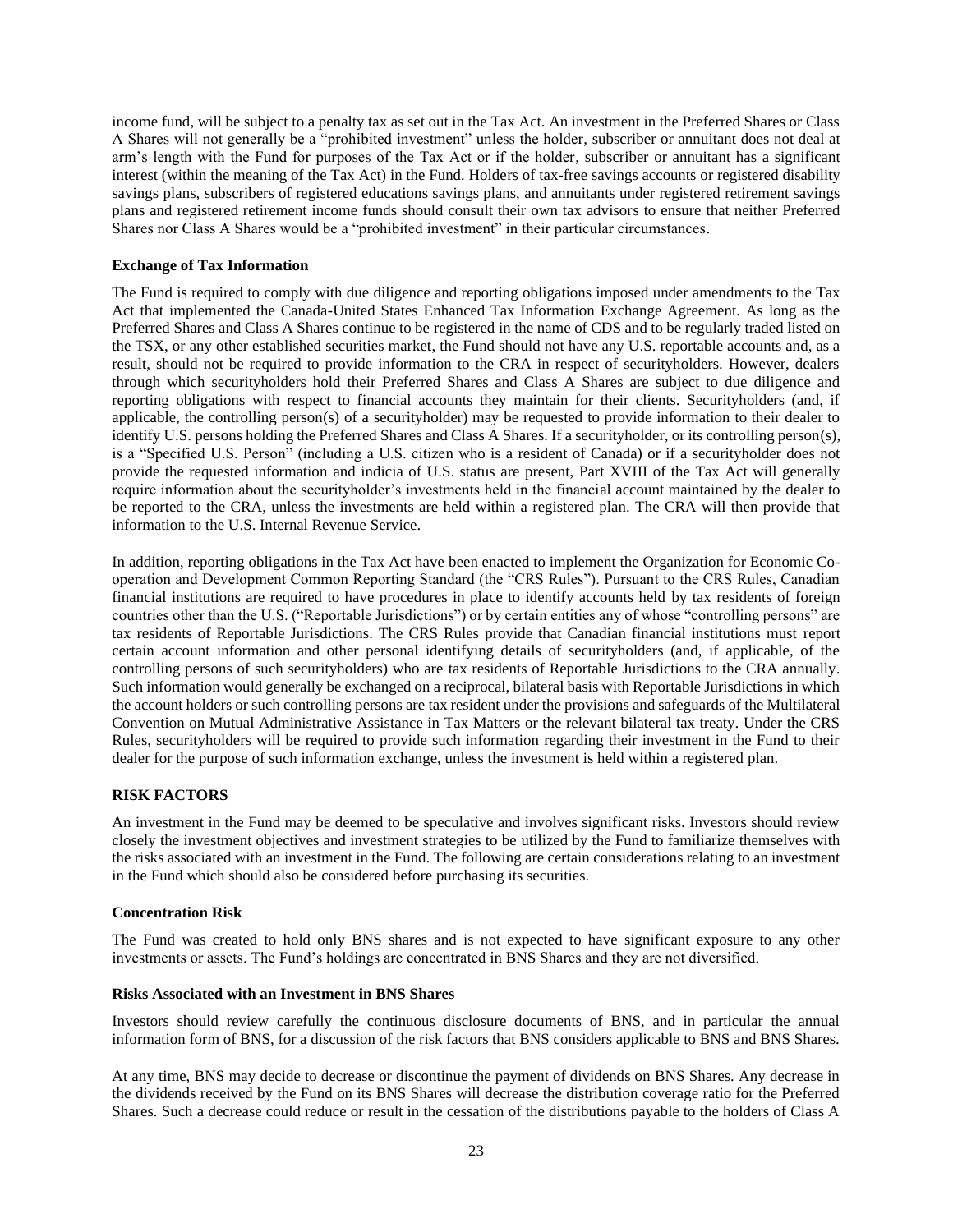income fund, will be subject to a penalty tax as set out in the Tax Act. An investment in the Preferred Shares or Class A Shares will not generally be a "prohibited investment" unless the holder, subscriber or annuitant does not deal at arm's length with the Fund for purposes of the Tax Act or if the holder, subscriber or annuitant has a significant interest (within the meaning of the Tax Act) in the Fund. Holders of tax-free savings accounts or registered disability savings plans, subscribers of registered educations savings plans, and annuitants under registered retirement savings plans and registered retirement income funds should consult their own tax advisors to ensure that neither Preferred Shares nor Class A Shares would be a "prohibited investment" in their particular circumstances.

**Exchange of Tax Information**

The Fund is required to comply with due diligence and reporting obligations imposed under amendments to the Tax Act that implemented the Canada-United States Enhanced Tax Information Exchange Agreement. As long as the Preferred Shares and Class A Shares continue to be registered in the name of CDS and to be regularly traded listed on the TSX, or any other established securities market, the Fund should not have any U.S. reportable accounts and, as a result, should not be required to provide information to the CRA in respect of securityholders. However, dealers through which securityholders hold their Preferred Shares and Class A Shares are subject to due diligence and reporting obligations with respect to financial accounts they maintain for their clients. Securityholders (and, if applicable, the controlling person(s) of a securityholder) may be requested to provide information to their dealer to identify U.S. persons holding the Preferred Shares and Class A Shares. If a securityholder, or its controlling person(s), is a "Specified U.S. Person" (including a U.S. citizen who is a resident of Canada) or if a securityholder does not provide the requested information and indicia of U.S. status are present, Part XVIII of the Tax Act will generally require information about the securityholder's investments held in the financial account maintained by the dealer to be reported to the CRA, unless the investments are held within a registered plan. The CRA will then provide that information to the U.S. Internal Revenue Service.

In addition, reporting obligations in the Tax Act have been enacted to implement the Organization for Economic Co-operation and Development Common Reporting Standard (the "CRS Rules"). Pursuant to the CRS Rules, Canadian financial institutions are required to have procedures in place to identify accounts held by tax residents of foreign countries other than the U.S. ("Reportable Jurisdictions") or by certain entities any of whose "controlling persons" are tax residents of Reportable Jurisdictions. The CRS Rules provide that Canadian financial institutions must report certain account information and other personal identifying details of securityholders (and, if applicable, of the controlling persons of such securityholders) who are tax residents of Reportable Jurisdictions to the CRA annually. Such information would generally be exchanged on a reciprocal, bilateral basis with Reportable Jurisdictions in which the account holders or such controlling persons are tax resident under the provisions and safeguards of the Multilateral Convention on Mutual Administrative Assistance in Tax Matters or the relevant bilateral tax treaty. Under the CRS Rules, securityholders will be required to provide such information regarding their investment in the Fund to their dealer for the purpose of such information exchange, unless the investment is held within a registered plan.

## RISK FACTORS

An investment in the Fund may be deemed to be speculative and involves significant risks. Investors should review closely the investment objectives and investment strategies to be utilized by the Fund to familiarize themselves with the risks associated with an investment in the Fund. The following are certain considerations relating to an investment in the Fund which should also be considered before purchasing its securities.

**Concentration Risk**

The Fund was created to hold only BNS shares and is not expected to have significant exposure to any other investments or assets. The Fund's holdings are concentrated in BNS Shares and they are not diversified.

**Risks Associated with an Investment in BNS Shares**

Investors should review carefully the continuous disclosure documents of BNS, and in particular the annual information form of BNS, for a discussion of the risk factors that BNS considers applicable to BNS and BNS Shares.

At any time, BNS may decide to decrease or discontinue the payment of dividends on BNS Shares. Any decrease in the dividends received by the Fund on its BNS Shares will decrease the distribution coverage ratio for the Preferred Shares. Such a decrease could reduce or result in the cessation of the distributions payable to the holders of Class A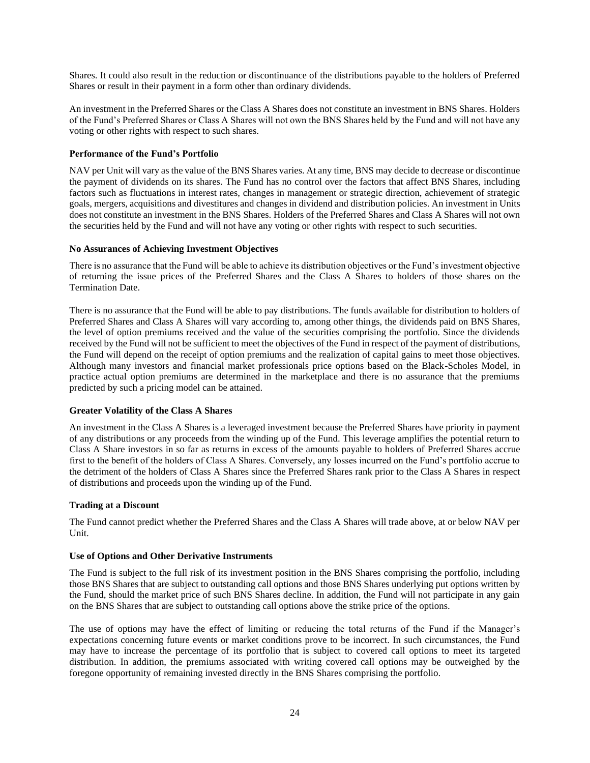Shares. It could also result in the reduction or discontinuance of the distributions payable to the holders of Preferred Shares or result in their payment in a form other than ordinary dividends.

An investment in the Preferred Shares or the Class A Shares does not constitute an investment in BNS Shares. Holders of the Fund's Preferred Shares or Class A Shares will not own the BNS Shares held by the Fund and will not have any voting or other rights with respect to such shares.

**Performance of the Fund's Portfolio**

NAV per Unit will vary as the value of the BNS Shares varies. At any time, BNS may decide to decrease or discontinue the payment of dividends on its shares. The Fund has no control over the factors that affect BNS Shares, including factors such as fluctuations in interest rates, changes in management or strategic direction, achievement of strategic goals, mergers, acquisitions and divestitures and changes in dividend and distribution policies. An investment in Units does not constitute an investment in the BNS Shares. Holders of the Preferred Shares and Class A Shares will not own the securities held by the Fund and will not have any voting or other rights with respect to such securities.

**No Assurances of Achieving Investment Objectives**

There is no assurance that the Fund will be able to achieve its distribution objectives or the Fund's investment objective of returning the issue prices of the Preferred Shares and the Class A Shares to holders of those shares on the Termination Date.

There is no assurance that the Fund will be able to pay distributions. The funds available for distribution to holders of Preferred Shares and Class A Shares will vary according to, among other things, the dividends paid on BNS Shares, the level of option premiums received and the value of the securities comprising the portfolio. Since the dividends received by the Fund will not be sufficient to meet the objectives of the Fund in respect of the payment of distributions, the Fund will depend on the receipt of option premiums and the realization of capital gains to meet those objectives. Although many investors and financial market professionals price options based on the Black-Scholes Model, in practice actual option premiums are determined in the marketplace and there is no assurance that the premiums predicted by such a pricing model can be attained.

**Greater Volatility of the Class A Shares**

An investment in the Class A Shares is a leveraged investment because the Preferred Shares have priority in payment of any distributions or any proceeds from the winding up of the Fund. This leverage amplifies the potential return to Class A Share investors in so far as returns in excess of the amounts payable to holders of Preferred Shares accrue first to the benefit of the holders of Class A Shares. Conversely, any losses incurred on the Fund's portfolio accrue to the detriment of the holders of Class A Shares since the Preferred Shares rank prior to the Class A Shares in respect of distributions and proceeds upon the winding up of the Fund.

**Trading at a Discount**

The Fund cannot predict whether the Preferred Shares and the Class A Shares will trade above, at or below NAV per Unit.

**Use of Options and Other Derivative Instruments**

The Fund is subject to the full risk of its investment position in the BNS Shares comprising the portfolio, including those BNS Shares that are subject to outstanding call options and those BNS Shares underlying put options written by the Fund, should the market price of such BNS Shares decline. In addition, the Fund will not participate in any gain on the BNS Shares that are subject to outstanding call options above the strike price of the options.

The use of options may have the effect of limiting or reducing the total returns of the Fund if the Manager's expectations concerning future events or market conditions prove to be incorrect. In such circumstances, the Fund may have to increase the percentage of its portfolio that is subject to covered call options to meet its targeted distribution. In addition, the premiums associated with writing covered call options may be outweighed by the foregone opportunity of remaining invested directly in the BNS Shares comprising the portfolio.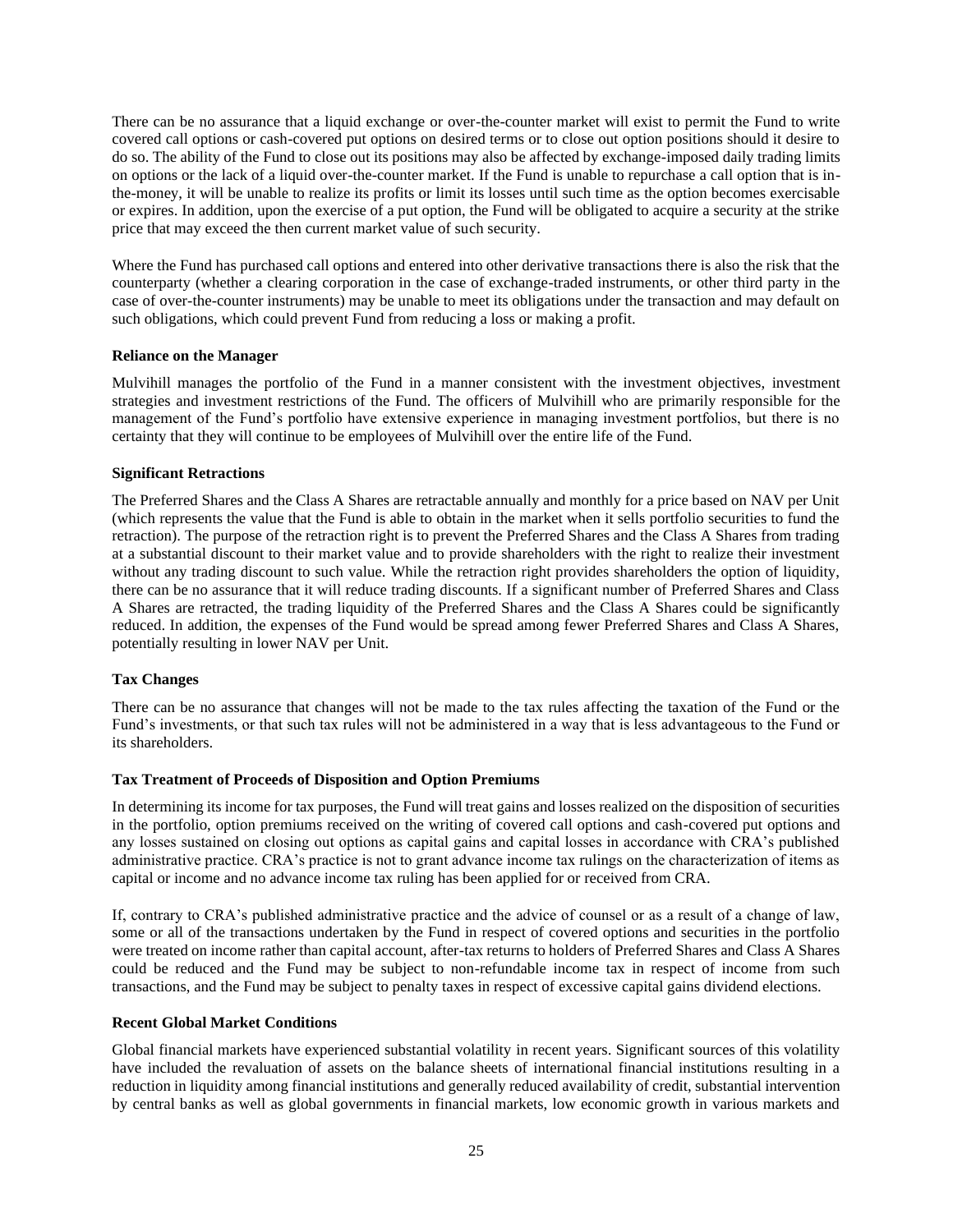There can be no assurance that a liquid exchange or over-the-counter market will exist to permit the Fund to write covered call options or cash-covered put options on desired terms or to close out option positions should it desire to do so. The ability of the Fund to close out its positions may also be affected by exchange-imposed daily trading limits on options or the lack of a liquid over-the-counter market. If the Fund is unable to repurchase a call option that is in-the-money, it will be unable to realize its profits or limit its losses until such time as the option becomes exercisable or expires. In addition, upon the exercise of a put option, the Fund will be obligated to acquire a security at the strike price that may exceed the then current market value of such security.

Where the Fund has purchased call options and entered into other derivative transactions there is also the risk that the counterparty (whether a clearing corporation in the case of exchange-traded instruments, or other third party in the case of over-the-counter instruments) may be unable to meet its obligations under the transaction and may default on such obligations, which could prevent Fund from reducing a loss or making a profit.

**Reliance on the Manager**

Mulvihill manages the portfolio of the Fund in a manner consistent with the investment objectives, investment strategies and investment restrictions of the Fund. The officers of Mulvihill who are primarily responsible for the management of the Fund's portfolio have extensive experience in managing investment portfolios, but there is no certainty that they will continue to be employees of Mulvihill over the entire life of the Fund.

**Significant Retractions**

The Preferred Shares and the Class A Shares are retractable annually and monthly for a price based on NAV per Unit (which represents the value that the Fund is able to obtain in the market when it sells portfolio securities to fund the retraction). The purpose of the retraction right is to prevent the Preferred Shares and the Class A Shares from trading at a substantial discount to their market value and to provide shareholders with the right to realize their investment without any trading discount to such value. While the retraction right provides shareholders the option of liquidity, there can be no assurance that it will reduce trading discounts. If a significant number of Preferred Shares and Class A Shares are retracted, the trading liquidity of the Preferred Shares and the Class A Shares could be significantly reduced. In addition, the expenses of the Fund would be spread among fewer Preferred Shares and Class A Shares, potentially resulting in lower NAV per Unit.

**Tax Changes**

There can be no assurance that changes will not be made to the tax rules affecting the taxation of the Fund or the Fund's investments, or that such tax rules will not be administered in a way that is less advantageous to the Fund or its shareholders.

**Tax Treatment of Proceeds of Disposition and Option Premiums**

In determining its income for tax purposes, the Fund will treat gains and losses realized on the disposition of securities in the portfolio, option premiums received on the writing of covered call options and cash-covered put options and any losses sustained on closing out options as capital gains and capital losses in accordance with CRA's published administrative practice. CRA's practice is not to grant advance income tax rulings on the characterization of items as capital or income and no advance income tax ruling has been applied for or received from CRA.

If, contrary to CRA's published administrative practice and the advice of counsel or as a result of a change of law, some or all of the transactions undertaken by the Fund in respect of covered options and securities in the portfolio were treated on income rather than capital account, after-tax returns to holders of Preferred Shares and Class A Shares could be reduced and the Fund may be subject to non-refundable income tax in respect of income from such transactions, and the Fund may be subject to penalty taxes in respect of excessive capital gains dividend elections.

**Recent Global Market Conditions**

Global financial markets have experienced substantial volatility in recent years. Significant sources of this volatility have included the revaluation of assets on the balance sheets of international financial institutions resulting in a reduction in liquidity among financial institutions and generally reduced availability of credit, substantial intervention by central banks as well as global governments in financial markets, low economic growth in various markets and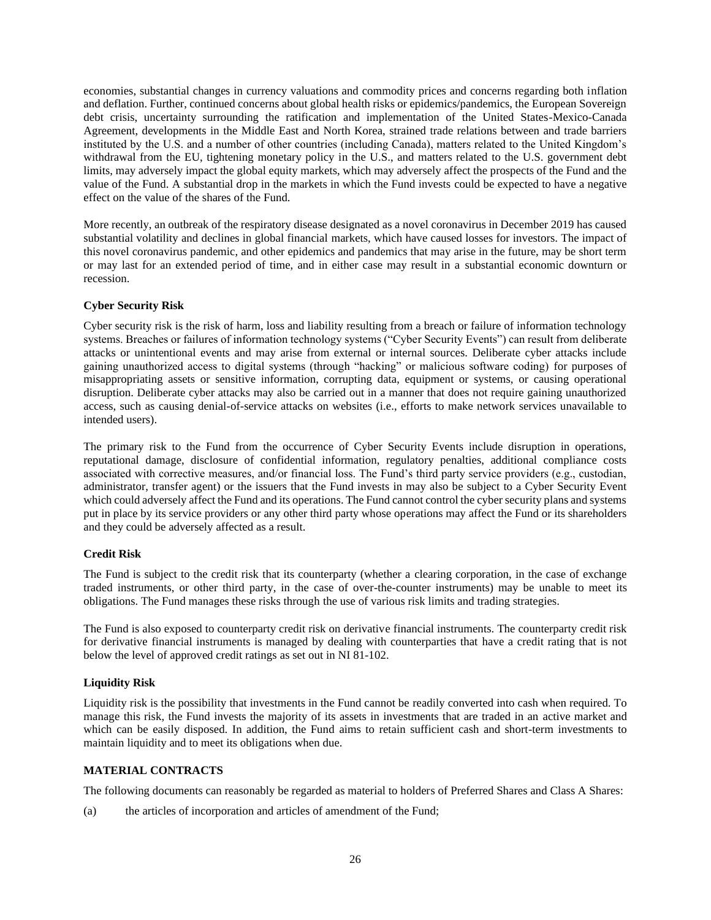economies, substantial changes in currency valuations and commodity prices and concerns regarding both inflation and deflation. Further, continued concerns about global health risks or epidemics/pandemics, the European Sovereign debt crisis, uncertainty surrounding the ratification and implementation of the United States-Mexico-Canada Agreement, developments in the Middle East and North Korea, strained trade relations between and trade barriers instituted by the U.S. and a number of other countries (including Canada), matters related to the United Kingdom's withdrawal from the EU, tightening monetary policy in the U.S., and matters related to the U.S. government debt limits, may adversely impact the global equity markets, which may adversely affect the prospects of the Fund and the value of the Fund. A substantial drop in the markets in which the Fund invests could be expected to have a negative effect on the value of the shares of the Fund.

More recently, an outbreak of the respiratory disease designated as a novel coronavirus in December 2019 has caused substantial volatility and declines in global financial markets, which have caused losses for investors. The impact of this novel coronavirus pandemic, and other epidemics and pandemics that may arise in the future, may be short term or may last for an extended period of time, and in either case may result in a substantial economic downturn or recession.

**Cyber Security Risk**

Cyber security risk is the risk of harm, loss and liability resulting from a breach or failure of information technology systems. Breaches or failures of information technology systems ("Cyber Security Events") can result from deliberate attacks or unintentional events and may arise from external or internal sources. Deliberate cyber attacks include gaining unauthorized access to digital systems (through "hacking" or malicious software coding) for purposes of misappropriating assets or sensitive information, corrupting data, equipment or systems, or causing operational disruption. Deliberate cyber attacks may also be carried out in a manner that does not require gaining unauthorized access, such as causing denial-of-service attacks on websites (i.e., efforts to make network services unavailable to intended users).

The primary risk to the Fund from the occurrence of Cyber Security Events include disruption in operations, reputational damage, disclosure of confidential information, regulatory penalties, additional compliance costs associated with corrective measures, and/or financial loss. The Fund's third party service providers (e.g., custodian, administrator, transfer agent) or the issuers that the Fund invests in may also be subject to a Cyber Security Event which could adversely affect the Fund and its operations. The Fund cannot control the cyber security plans and systems put in place by its service providers or any other third party whose operations may affect the Fund or its shareholders and they could be adversely affected as a result.

**Credit Risk**

The Fund is subject to the credit risk that its counterparty (whether a clearing corporation, in the case of exchange traded instruments, or other third party, in the case of over-the-counter instruments) may be unable to meet its obligations. The Fund manages these risks through the use of various risk limits and trading strategies.

The Fund is also exposed to counterparty credit risk on derivative financial instruments. The counterparty credit risk for derivative financial instruments is managed by dealing with counterparties that have a credit rating that is not below the level of approved credit ratings as set out in NI 81-102.

**Liquidity Risk**

Liquidity risk is the possibility that investments in the Fund cannot be readily converted into cash when required. To manage this risk, the Fund invests the majority of its assets in investments that are traded in an active market and which can be easily disposed. In addition, the Fund aims to retain sufficient cash and short-term investments to maintain liquidity and to meet its obligations when due.

**MATERIAL CONTRACTS**

The following documents can reasonably be regarded as material to holders of Preferred Shares and Class A Shares:

(a) the articles of incorporation and articles of amendment of the Fund;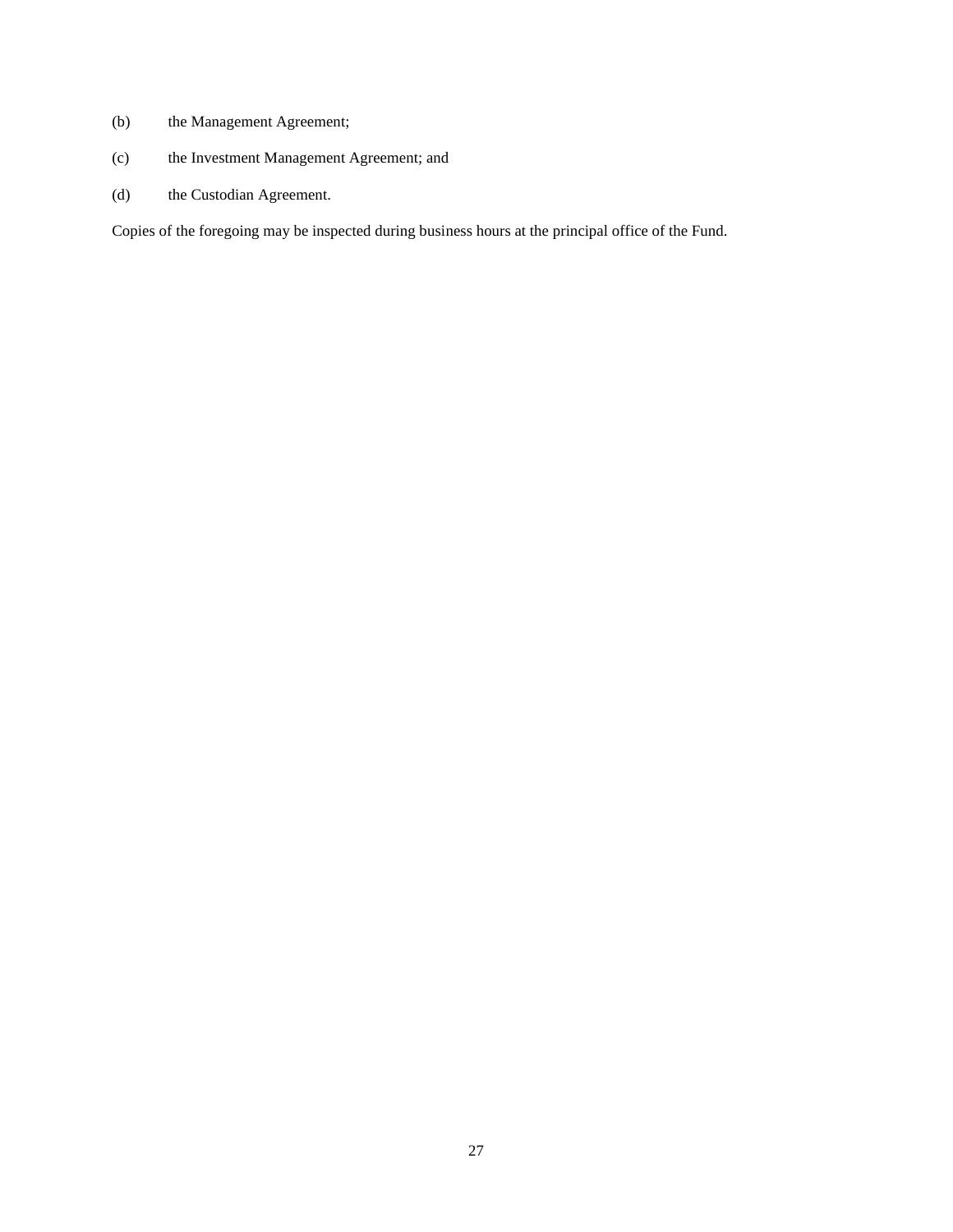(b) the Management Agreement;

(c) the Investment Management Agreement; and

(d) the Custodian Agreement.

Copies of the foregoing may be inspected during business hours at the principal office of the Fund.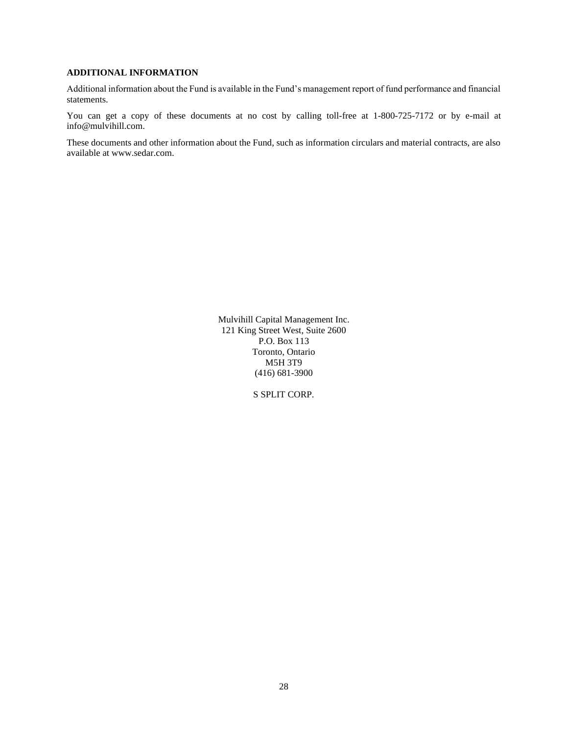## ADDITIONAL INFORMATION

Additional information about the Fund is available in the Fund's management report of fund performance and financial statements.

You can get a copy of these documents at no cost by calling toll-free at 1-800-725-7172 or by e-mail at info@mulvihill.com.

These documents and other information about the Fund, such as information circulars and material contracts, are also available at www.sedar.com.

Mulvihill Capital Management Inc.
121 King Street West, Suite 2600
P.O. Box 113
Toronto, Ontario
M5H 3T9
(416) 681-3900

S SPLIT CORP.